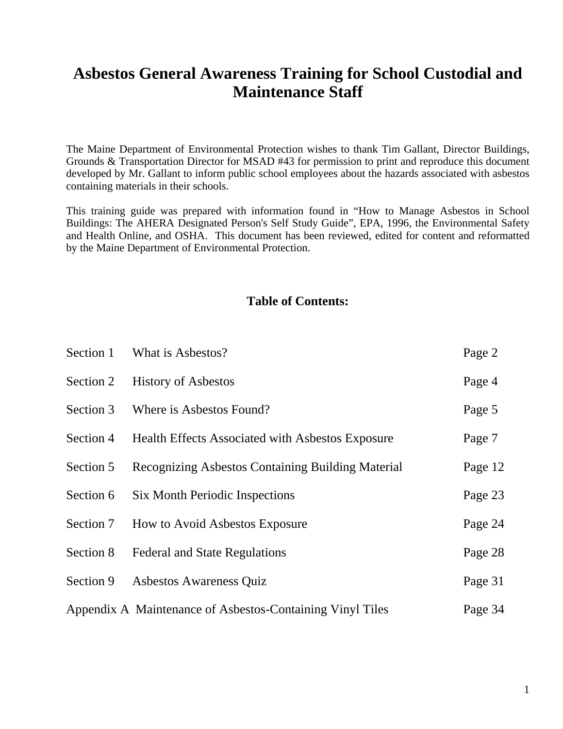# Asbestos General Awareness Training for School Custodial and Maintenance Staff

The Maine Department of Environmental Protection wishes to thank Tim Gallant, Director Buildings, Grounds & Transportation Director for MSAD #43 for permission to print and reproduce this document developed by Mr. Gallant to inform public school employees about the hazards associated with asbestos containing materials in their schools.

This training guide was prepared with information found in "How to Manage Asbestos in School Buildings: The AHERA Designated Person's Self Study Guide", EPA, 1996, the Environmental Safety and Health Online, and OSHA. This document has been reviewed, edited for content and reformatted by the Maine Department of Environmental Protection.

## Table of Contents:

| | | |
|---|---|---|
| Section 1 | What is Asbestos? | Page 2 |
| Section 2 | History of Asbestos | Page 4 |
| Section 3 | Where is Asbestos Found? | Page 5 |
| Section 4 | Health Effects Associated with Asbestos Exposure | Page 7 |
| Section 5 | Recognizing Asbestos Containing Building Material | Page 12 |
| Section 6 | Six Month Periodic Inspections | Page 23 |
| Section 7 | How to Avoid Asbestos Exposure | Page 24 |
| Section 8 | Federal and State Regulations | Page 28 |
| Section 9 | Asbestos Awareness Quiz | Page 31 |
| Appendix A | Maintenance of Asbestos-Containing Vinyl Tiles | Page 34 |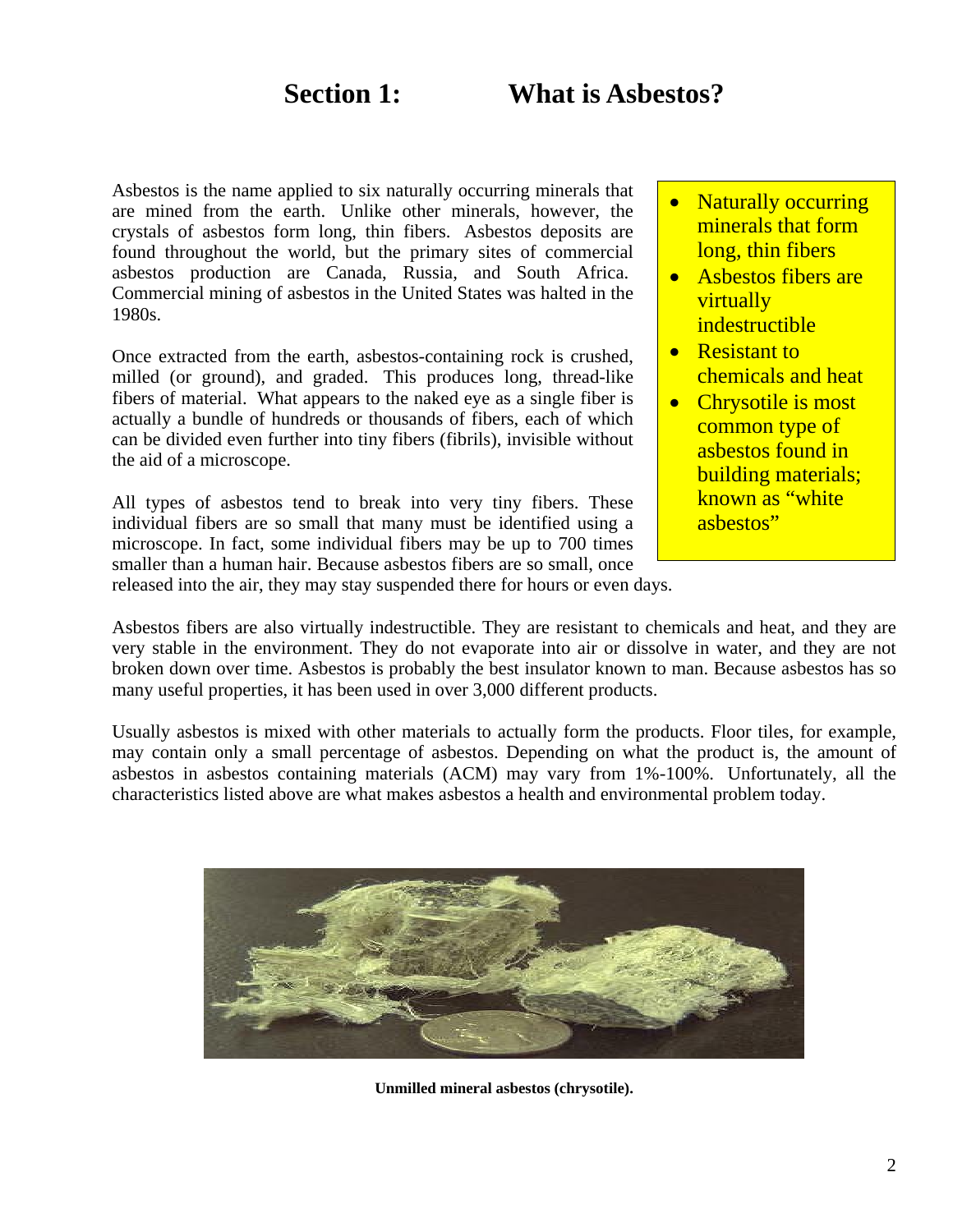# Section 1: What is Asbestos?

- Naturally occurring minerals that form long, thin fibers
- Asbestos fibers are virtually indestructible
- Resistant to chemicals and heat
- Chrysotile is most common type of asbestos found in building materials; known as "white asbestos"

Asbestos is the name applied to six naturally occurring minerals that are mined from the earth. Unlike other minerals, however, the crystals of asbestos form long, thin fibers. Asbestos deposits are found throughout the world, but the primary sites of commercial asbestos production are Canada, Russia, and South Africa. Commercial mining of asbestos in the United States was halted in the 1980s.

Once extracted from the earth, asbestos-containing rock is crushed, milled (or ground), and graded. This produces long, thread-like fibers of material. What appears to the naked eye as a single fiber is actually a bundle of hundreds or thousands of fibers, each of which can be divided even further into tiny fibers (fibrils), invisible without the aid of a microscope.

All types of asbestos tend to break into very tiny fibers. These individual fibers are so small that many must be identified using a microscope. In fact, some individual fibers may be up to 700 times smaller than a human hair. Because asbestos fibers are so small, once released into the air, they may stay suspended there for hours or even days.

Asbestos fibers are also virtually indestructible. They are resistant to chemicals and heat, and they are very stable in the environment. They do not evaporate into air or dissolve in water, and they are not broken down over time. Asbestos is probably the best insulator known to man. Because asbestos has so many useful properties, it has been used in over 3,000 different products.

Usually asbestos is mixed with other materials to actually form the products. Floor tiles, for example, may contain only a small percentage of asbestos. Depending on what the product is, the amount of asbestos in asbestos containing materials (ACM) may vary from 1%-100%. Unfortunately, all the characteristics listed above are what makes asbestos a health and environmental problem today.

**Unmilled mineral asbestos (chrysotile).**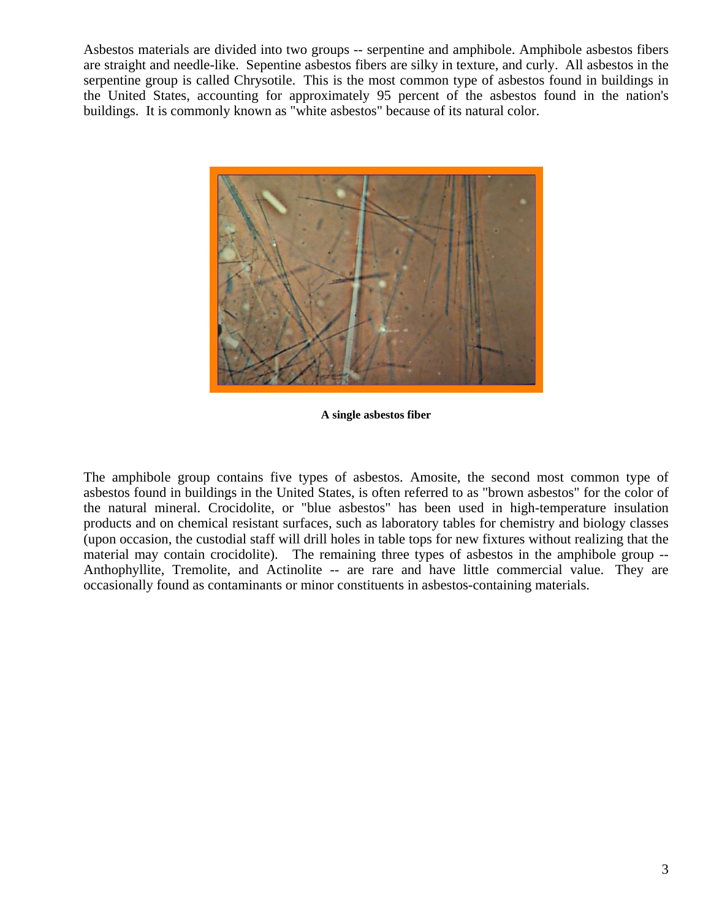Asbestos materials are divided into two groups -- serpentine and amphibole. Amphibole asbestos fibers are straight and needle-like. Sepentine asbestos fibers are silky in texture, and curly. All asbestos in the serpentine group is called Chrysotile. This is the most common type of asbestos found in buildings in the United States, accounting for approximately 95 percent of the asbestos found in the nation's buildings. It is commonly known as "white asbestos" because of its natural color.

**A single asbestos fiber**

The amphibole group contains five types of asbestos. Amosite, the second most common type of asbestos found in buildings in the United States, is often referred to as "brown asbestos" for the color of the natural mineral. Crocidolite, or "blue asbestos" has been used in high-temperature insulation products and on chemical resistant surfaces, such as laboratory tables for chemistry and biology classes (upon occasion, the custodial staff will drill holes in table tops for new fixtures without realizing that the material may contain crocidolite). The remaining three types of asbestos in the amphibole group -- Anthophyllite, Tremolite, and Actinolite -- are rare and have little commercial value. They are occasionally found as contaminants or minor constituents in asbestos-containing materials.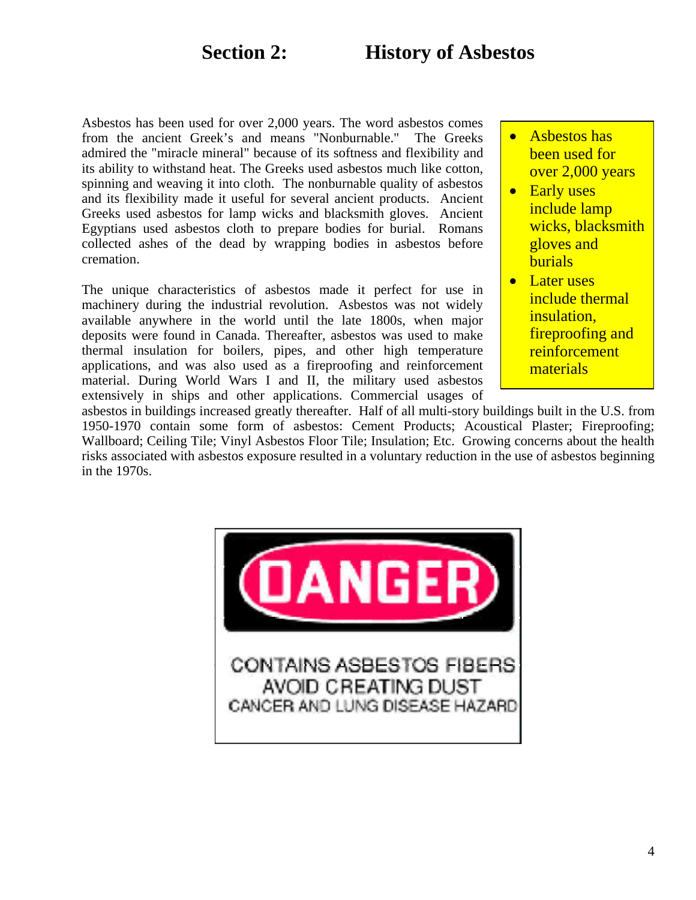# Section 2: History of Asbestos

- Asbestos has been used for over 2,000 years
- Early uses include lamp wicks, blacksmith gloves and burials
- Later uses include thermal insulation, fireproofing and reinforcement materials

Asbestos has been used for over 2,000 years. The word asbestos comes from the ancient Greek's and means "Nonburnable." The Greeks admired the "miracle mineral" because of its softness and flexibility and its ability to withstand heat. The Greeks used asbestos much like cotton, spinning and weaving it into cloth. The nonburnable quality of asbestos and its flexibility made it useful for several ancient products. Ancient Greeks used asbestos for lamp wicks and blacksmith gloves. Ancient Egyptians used asbestos cloth to prepare bodies for burial. Romans collected ashes of the dead by wrapping bodies in asbestos before cremation.

The unique characteristics of asbestos made it perfect for use in machinery during the industrial revolution. Asbestos was not widely available anywhere in the world until the late 1800s, when major deposits were found in Canada. Thereafter, asbestos was used to make thermal insulation for boilers, pipes, and other high temperature applications, and was also used as a fireproofing and reinforcement material. During World Wars I and II, the military used asbestos extensively in ships and other applications. Commercial usages of asbestos in buildings increased greatly thereafter. Half of all multi-story buildings built in the U.S. from 1950-1970 contain some form of asbestos: Cement Products; Acoustical Plaster; Fireproofing; Wallboard; Ceiling Tile; Vinyl Asbestos Floor Tile; Insulation; Etc. Growing concerns about the health risks associated with asbestos exposure resulted in a voluntary reduction in the use of asbestos beginning in the 1970s.

**DANGER**

CONTAINS ASBESTOS FIBERS
AVOID CREATING DUST
CANCER AND LUNG DISEASE HAZARD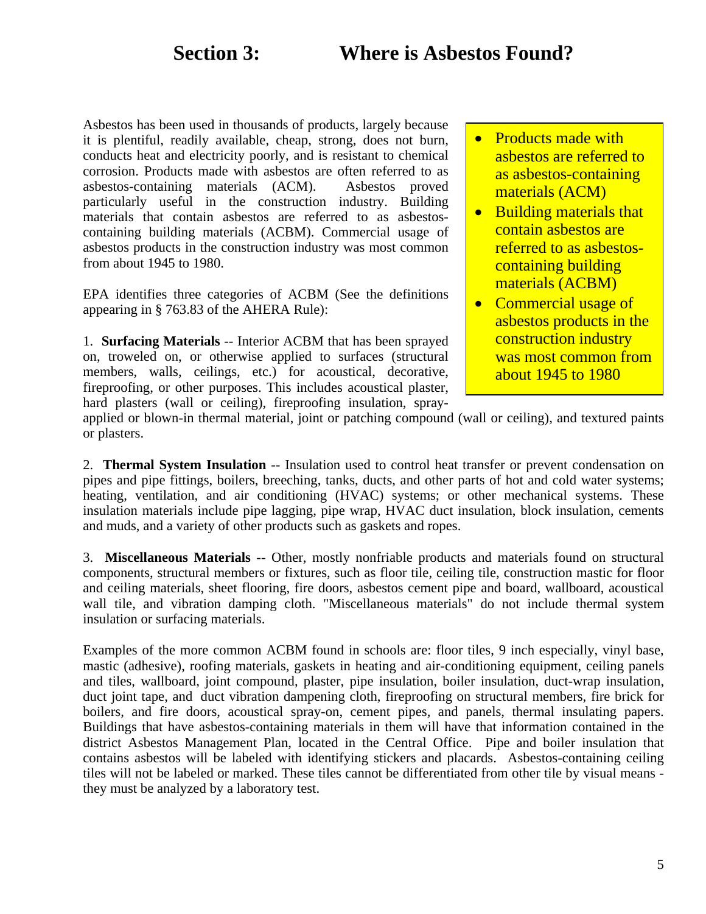# Section 3: Where is Asbestos Found?

Asbestos has been used in thousands of products, largely because it is plentiful, readily available, cheap, strong, does not burn, conducts heat and electricity poorly, and is resistant to chemical corrosion. Products made with asbestos are often referred to as asbestos-containing materials (ACM). Asbestos proved particularly useful in the construction industry. Building materials that contain asbestos are referred to as asbestos-containing building materials (ACBM). Commercial usage of asbestos products in the construction industry was most common from about 1945 to 1980.

- Products made with asbestos are referred to as asbestos-containing materials (ACM)
- Building materials that contain asbestos are referred to as asbestos-containing building materials (ACBM)
- Commercial usage of asbestos products in the construction industry was most common from about 1945 to 1980

EPA identifies three categories of ACBM (See the definitions appearing in § 763.83 of the AHERA Rule):

1. **Surfacing Materials** -- Interior ACBM that has been sprayed on, troweled on, or otherwise applied to surfaces (structural members, walls, ceilings, etc.) for acoustical, decorative, fireproofing, or other purposes. This includes acoustical plaster, hard plasters (wall or ceiling), fireproofing insulation, spray-applied or blown-in thermal material, joint or patching compound (wall or ceiling), and textured paints or plasters.

2. **Thermal System Insulation** -- Insulation used to control heat transfer or prevent condensation on pipes and pipe fittings, boilers, breeching, tanks, ducts, and other parts of hot and cold water systems; heating, ventilation, and air conditioning (HVAC) systems; or other mechanical systems. These insulation materials include pipe lagging, pipe wrap, HVAC duct insulation, block insulation, cements and muds, and a variety of other products such as gaskets and ropes.

3. **Miscellaneous Materials** -- Other, mostly nonfriable products and materials found on structural components, structural members or fixtures, such as floor tile, ceiling tile, construction mastic for floor and ceiling materials, sheet flooring, fire doors, asbestos cement pipe and board, wallboard, acoustical wall tile, and vibration damping cloth. "Miscellaneous materials" do not include thermal system insulation or surfacing materials.

Examples of the more common ACBM found in schools are: floor tiles, 9 inch especially, vinyl base, mastic (adhesive), roofing materials, gaskets in heating and air-conditioning equipment, ceiling panels and tiles, wallboard, joint compound, plaster, pipe insulation, boiler insulation, duct-wrap insulation, duct joint tape, and duct vibration dampening cloth, fireproofing on structural members, fire brick for boilers, and fire doors, acoustical spray-on, cement pipes, and panels, thermal insulating papers. Buildings that have asbestos-containing materials in them will have that information contained in the district Asbestos Management Plan, located in the Central Office. Pipe and boiler insulation that contains asbestos will be labeled with identifying stickers and placards. Asbestos-containing ceiling tiles will not be labeled or marked. These tiles cannot be differentiated from other tile by visual means - they must be analyzed by a laboratory test.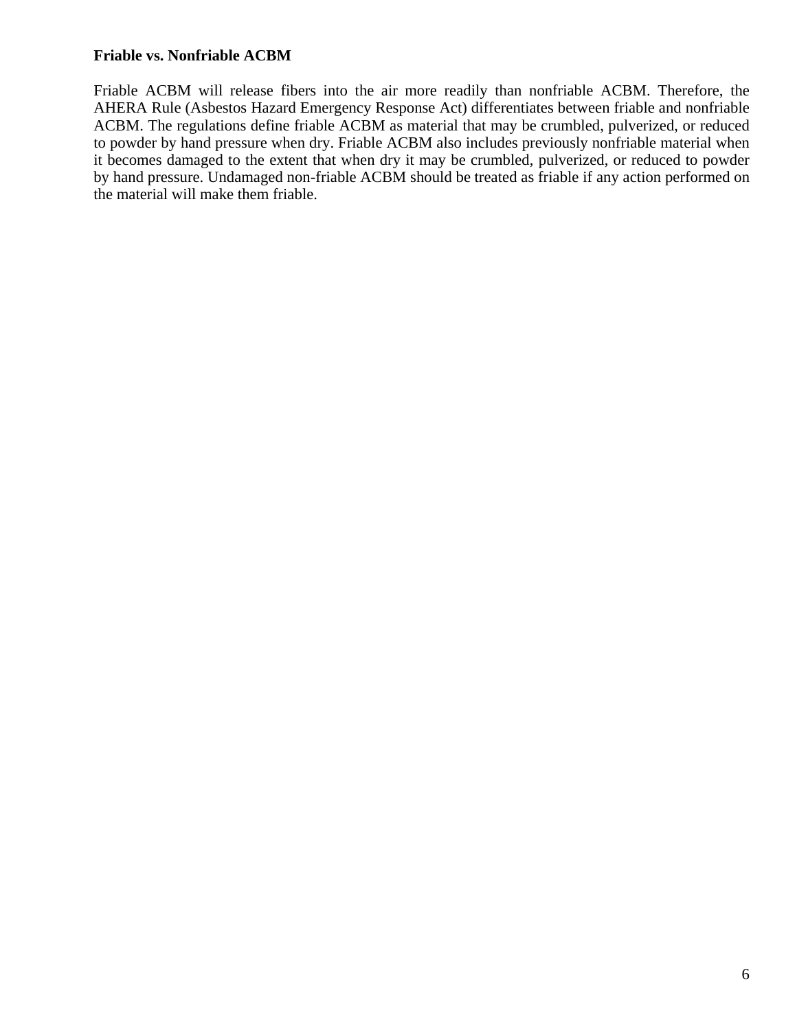**Friable vs. Nonfriable ACBM**

Friable ACBM will release fibers into the air more readily than nonfriable ACBM. Therefore, the AHERA Rule (Asbestos Hazard Emergency Response Act) differentiates between friable and nonfriable ACBM. The regulations define friable ACBM as material that may be crumbled, pulverized, or reduced to powder by hand pressure when dry. Friable ACBM also includes previously nonfriable material when it becomes damaged to the extent that when dry it may be crumbled, pulverized, or reduced to powder by hand pressure. Undamaged non-friable ACBM should be treated as friable if any action performed on the material will make them friable.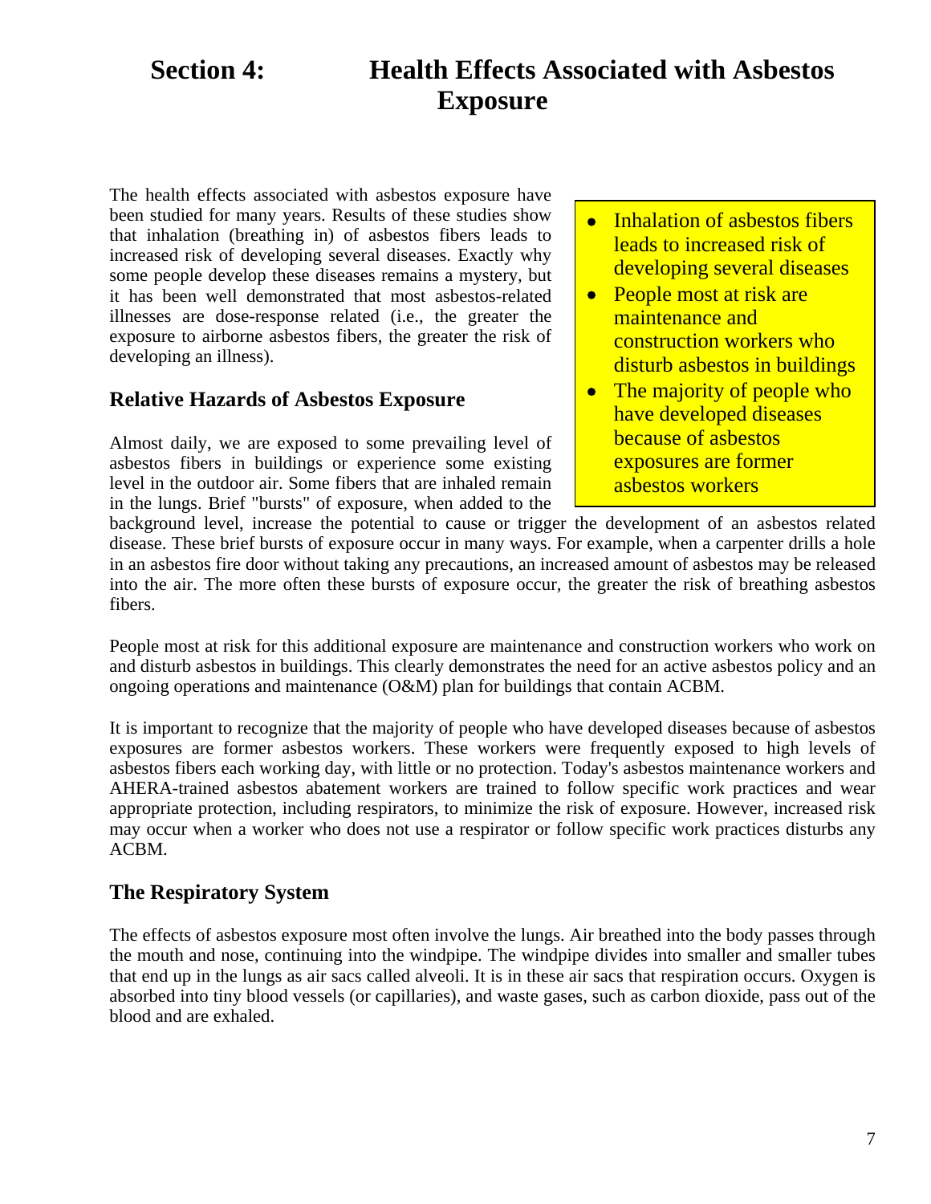# Section 4: Health Effects Associated with Asbestos Exposure

The health effects associated with asbestos exposure have been studied for many years. Results of these studies show that inhalation (breathing in) of asbestos fibers leads to increased risk of developing several diseases. Exactly why some people develop these diseases remains a mystery, but it has been well demonstrated that most asbestos-related illnesses are dose-response related (i.e., the greater the exposure to airborne asbestos fibers, the greater the risk of developing an illness).

- Inhalation of asbestos fibers leads to increased risk of developing several diseases
- People most at risk are maintenance and construction workers who disturb asbestos in buildings
- The majority of people who have developed diseases because of asbestos exposures are former asbestos workers

## Relative Hazards of Asbestos Exposure

Almost daily, we are exposed to some prevailing level of asbestos fibers in buildings or experience some existing level in the outdoor air. Some fibers that are inhaled remain in the lungs. Brief "bursts" of exposure, when added to the background level, increase the potential to cause or trigger the development of an asbestos related disease. These brief bursts of exposure occur in many ways. For example, when a carpenter drills a hole in an asbestos fire door without taking any precautions, an increased amount of asbestos may be released into the air. The more often these bursts of exposure occur, the greater the risk of breathing asbestos fibers.

People most at risk for this additional exposure are maintenance and construction workers who work on and disturb asbestos in buildings. This clearly demonstrates the need for an active asbestos policy and an ongoing operations and maintenance (O&M) plan for buildings that contain ACBM.

It is important to recognize that the majority of people who have developed diseases because of asbestos exposures are former asbestos workers. These workers were frequently exposed to high levels of asbestos fibers each working day, with little or no protection. Today's asbestos maintenance workers and AHERA-trained asbestos abatement workers are trained to follow specific work practices and wear appropriate protection, including respirators, to minimize the risk of exposure. However, increased risk may occur when a worker who does not use a respirator or follow specific work practices disturbs any ACBM.

## The Respiratory System

The effects of asbestos exposure most often involve the lungs. Air breathed into the body passes through the mouth and nose, continuing into the windpipe. The windpipe divides into smaller and smaller tubes that end up in the lungs as air sacs called alveoli. It is in these air sacs that respiration occurs. Oxygen is absorbed into tiny blood vessels (or capillaries), and waste gases, such as carbon dioxide, pass out of the blood and are exhaled.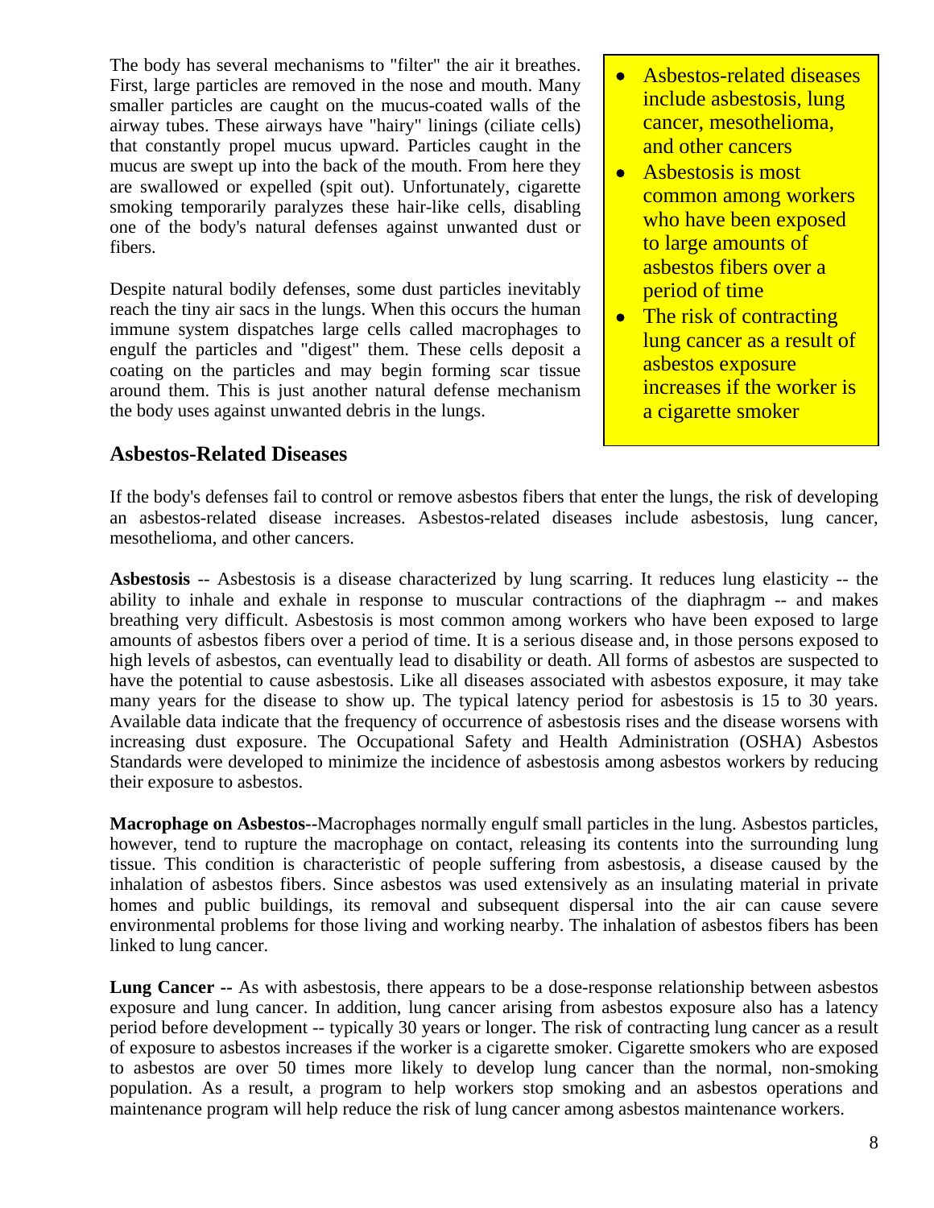The body has several mechanisms to "filter" the air it breathes. First, large particles are removed in the nose and mouth. Many smaller particles are caught on the mucus-coated walls of the airway tubes. These airways have "hairy" linings (ciliate cells) that constantly propel mucus upward. Particles caught in the mucus are swept up into the back of the mouth. From here they are swallowed or expelled (spit out). Unfortunately, cigarette smoking temporarily paralyzes these hair-like cells, disabling one of the body's natural defenses against unwanted dust or fibers.

Despite natural bodily defenses, some dust particles inevitably reach the tiny air sacs in the lungs. When this occurs the human immune system dispatches large cells called macrophages to engulf the particles and "digest" them. These cells deposit a coating on the particles and may begin forming scar tissue around them. This is just another natural defense mechanism the body uses against unwanted debris in the lungs.

- Asbestos-related diseases include asbestosis, lung cancer, mesothelioma, and other cancers
- Asbestosis is most common among workers who have been exposed to large amounts of asbestos fibers over a period of time
- The risk of contracting lung cancer as a result of asbestos exposure increases if the worker is a cigarette smoker

## Asbestos-Related Diseases

If the body's defenses fail to control or remove asbestos fibers that enter the lungs, the risk of developing an asbestos-related disease increases. Asbestos-related diseases include asbestosis, lung cancer, mesothelioma, and other cancers.

**Asbestosis** -- Asbestosis is a disease characterized by lung scarring. It reduces lung elasticity -- the ability to inhale and exhale in response to muscular contractions of the diaphragm -- and makes breathing very difficult. Asbestosis is most common among workers who have been exposed to large amounts of asbestos fibers over a period of time. It is a serious disease and, in those persons exposed to high levels of asbestos, can eventually lead to disability or death. All forms of asbestos are suspected to have the potential to cause asbestosis. Like all diseases associated with asbestos exposure, it may take many years for the disease to show up. The typical latency period for asbestosis is 15 to 30 years. Available data indicate that the frequency of occurrence of asbestosis rises and the disease worsens with increasing dust exposure. The Occupational Safety and Health Administration (OSHA) Asbestos Standards were developed to minimize the incidence of asbestosis among asbestos workers by reducing their exposure to asbestos.

**Macrophage on Asbestos--**Macrophages normally engulf small particles in the lung. Asbestos particles, however, tend to rupture the macrophage on contact, releasing its contents into the surrounding lung tissue. This condition is characteristic of people suffering from asbestosis, a disease caused by the inhalation of asbestos fibers. Since asbestos was used extensively as an insulating material in private homes and public buildings, its removal and subsequent dispersal into the air can cause severe environmental problems for those living and working nearby. The inhalation of asbestos fibers has been linked to lung cancer.

**Lung Cancer --** As with asbestosis, there appears to be a dose-response relationship between asbestos exposure and lung cancer. In addition, lung cancer arising from asbestos exposure also has a latency period before development -- typically 30 years or longer. The risk of contracting lung cancer as a result of exposure to asbestos increases if the worker is a cigarette smoker. Cigarette smokers who are exposed to asbestos are over 50 times more likely to develop lung cancer than the normal, non-smoking population. As a result, a program to help workers stop smoking and an asbestos operations and maintenance program will help reduce the risk of lung cancer among asbestos maintenance workers.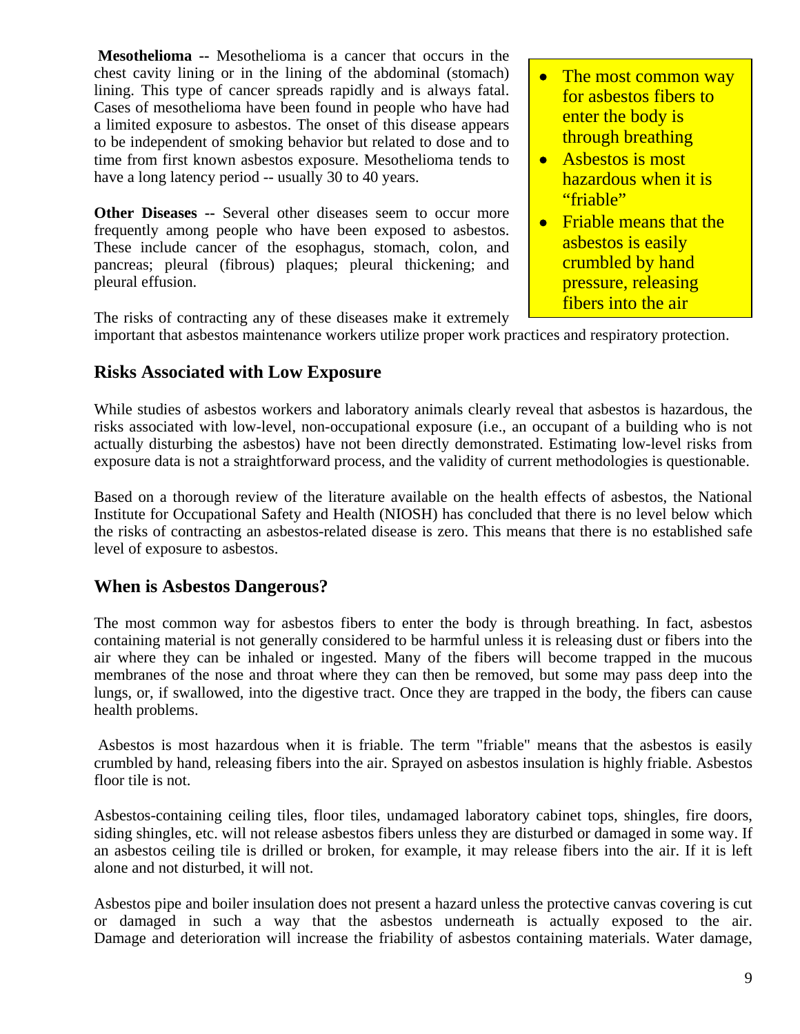**Mesothelioma --** Mesothelioma is a cancer that occurs in the chest cavity lining or in the lining of the abdominal (stomach) lining. This type of cancer spreads rapidly and is always fatal. Cases of mesothelioma have been found in people who have had a limited exposure to asbestos. The onset of this disease appears to be independent of smoking behavior but related to dose and to time from first known asbestos exposure. Mesothelioma tends to have a long latency period -- usually 30 to 40 years.

**Other Diseases --** Several other diseases seem to occur more frequently among people who have been exposed to asbestos. These include cancer of the esophagus, stomach, colon, and pancreas; pleural (fibrous) plaques; pleural thickening; and pleural effusion.

The risks of contracting any of these diseases make it extremely important that asbestos maintenance workers utilize proper work practices and respiratory protection.

- The most common way for asbestos fibers to enter the body is through breathing
- Asbestos is most hazardous when it is "friable"
- Friable means that the asbestos is easily crumbled by hand pressure, releasing fibers into the air

## Risks Associated with Low Exposure

While studies of asbestos workers and laboratory animals clearly reveal that asbestos is hazardous, the risks associated with low-level, non-occupational exposure (i.e., an occupant of a building who is not actually disturbing the asbestos) have not been directly demonstrated. Estimating low-level risks from exposure data is not a straightforward process, and the validity of current methodologies is questionable.

Based on a thorough review of the literature available on the health effects of asbestos, the National Institute for Occupational Safety and Health (NIOSH) has concluded that there is no level below which the risks of contracting an asbestos-related disease is zero. This means that there is no established safe level of exposure to asbestos.

## When is Asbestos Dangerous?

The most common way for asbestos fibers to enter the body is through breathing. In fact, asbestos containing material is not generally considered to be harmful unless it is releasing dust or fibers into the air where they can be inhaled or ingested. Many of the fibers will become trapped in the mucous membranes of the nose and throat where they can then be removed, but some may pass deep into the lungs, or, if swallowed, into the digestive tract. Once they are trapped in the body, the fibers can cause health problems.

Asbestos is most hazardous when it is friable. The term "friable" means that the asbestos is easily crumbled by hand, releasing fibers into the air. Sprayed on asbestos insulation is highly friable. Asbestos floor tile is not.

Asbestos-containing ceiling tiles, floor tiles, undamaged laboratory cabinet tops, shingles, fire doors, siding shingles, etc. will not release asbestos fibers unless they are disturbed or damaged in some way. If an asbestos ceiling tile is drilled or broken, for example, it may release fibers into the air. If it is left alone and not disturbed, it will not.

Asbestos pipe and boiler insulation does not present a hazard unless the protective canvas covering is cut or damaged in such a way that the asbestos underneath is actually exposed to the air. Damage and deterioration will increase the friability of asbestos containing materials. Water damage,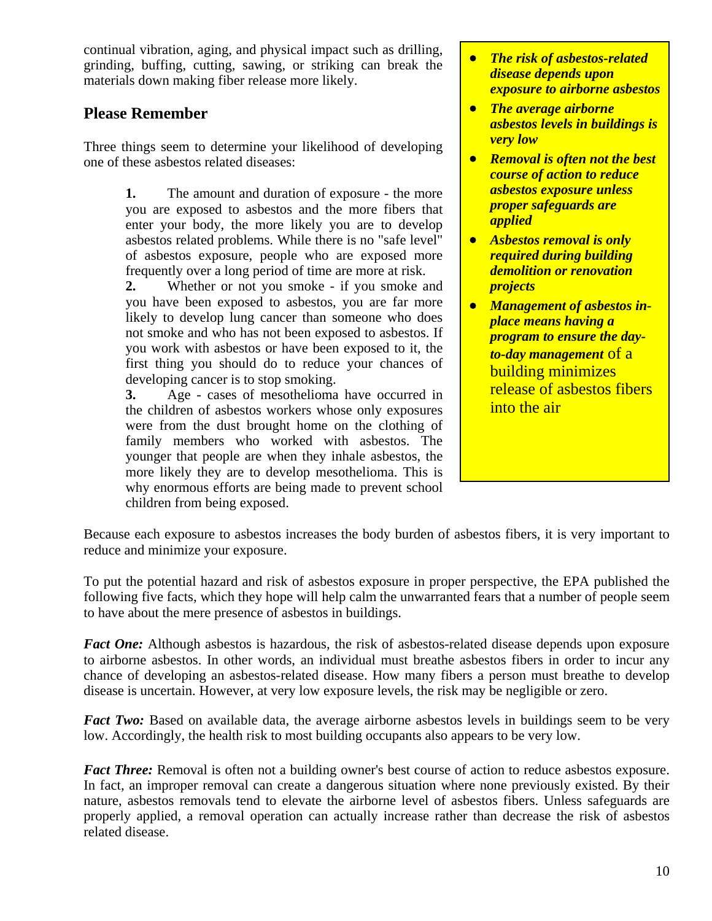continual vibration, aging, and physical impact such as drilling, grinding, buffing, cutting, sawing, or striking can break the materials down making fiber release more likely.

## Please Remember

Three things seem to determine your likelihood of developing one of these asbestos related diseases:

> **1.** The amount and duration of exposure - the more you are exposed to asbestos and the more fibers that enter your body, the more likely you are to develop asbestos related problems. While there is no "safe level" of asbestos exposure, people who are exposed more frequently over a long period of time are more at risk.
>
> **2.** Whether or not you smoke - if you smoke and you have been exposed to asbestos, you are far more likely to develop lung cancer than someone who does not smoke and who has not been exposed to asbestos. If you work with asbestos or have been exposed to it, the first thing you should do to reduce your chances of developing cancer is to stop smoking.
>
> **3.** Age - cases of mesothelioma have occurred in the children of asbestos workers whose only exposures were from the dust brought home on the clothing of family members who worked with asbestos. The younger that people are when they inhale asbestos, the more likely they are to develop mesothelioma. This is why enormous efforts are being made to prevent school children from being exposed.

- ***The risk of asbestos-related disease depends upon exposure to airborne asbestos***
- ***The average airborne asbestos levels in buildings is very low***
- ***Removal is often not the best course of action to reduce asbestos exposure unless proper safeguards are applied***
- ***Asbestos removal is only required during building demolition or renovation projects***
- ***Management of asbestos in-place means having a program to ensure the day-to-day management*** of a building minimizes release of asbestos fibers into the air

Because each exposure to asbestos increases the body burden of asbestos fibers, it is very important to reduce and minimize your exposure.

To put the potential hazard and risk of asbestos exposure in proper perspective, the EPA published the following five facts, which they hope will help calm the unwarranted fears that a number of people seem to have about the mere presence of asbestos in buildings.

***Fact One:*** Although asbestos is hazardous, the risk of asbestos-related disease depends upon exposure to airborne asbestos. In other words, an individual must breathe asbestos fibers in order to incur any chance of developing an asbestos-related disease. How many fibers a person must breathe to develop disease is uncertain. However, at very low exposure levels, the risk may be negligible or zero.

***Fact Two:*** Based on available data, the average airborne asbestos levels in buildings seem to be very low. Accordingly, the health risk to most building occupants also appears to be very low.

***Fact Three:*** Removal is often not a building owner's best course of action to reduce asbestos exposure. In fact, an improper removal can create a dangerous situation where none previously existed. By their nature, asbestos removals tend to elevate the airborne level of asbestos fibers. Unless safeguards are properly applied, a removal operation can actually increase rather than decrease the risk of asbestos related disease.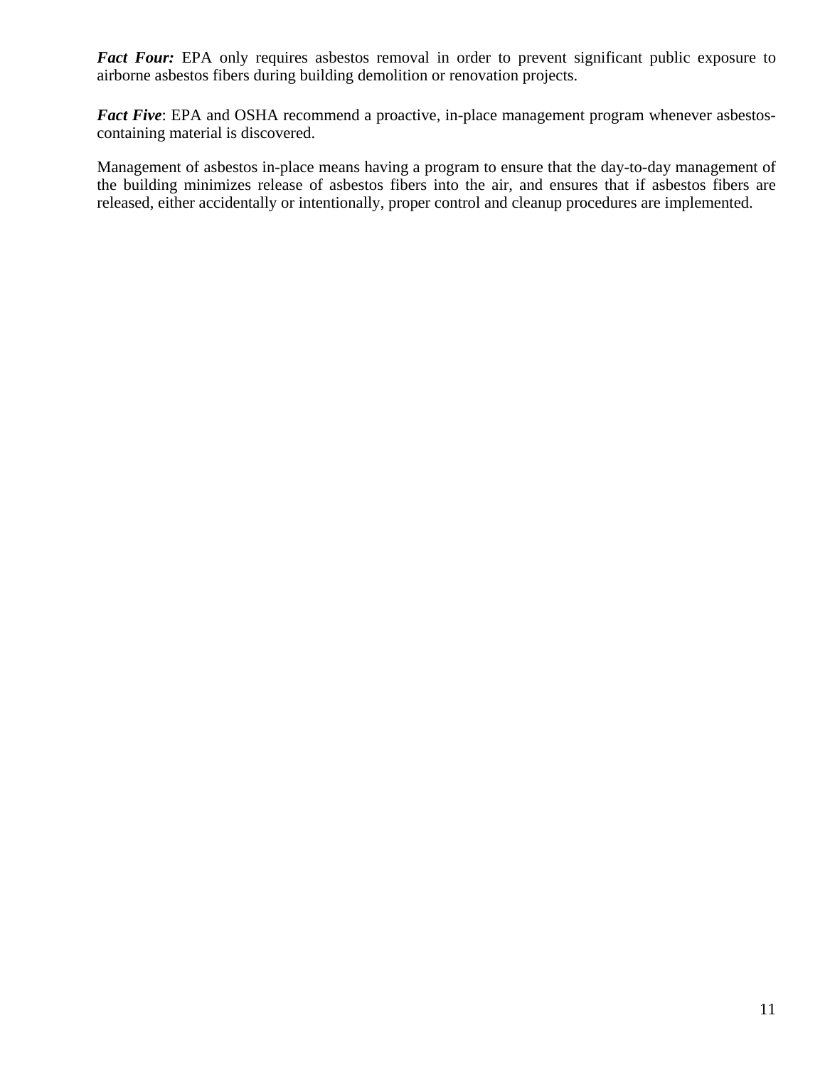***Fact Four:*** EPA only requires asbestos removal in order to prevent significant public exposure to airborne asbestos fibers during building demolition or renovation projects.

***Fact Five***: EPA and OSHA recommend a proactive, in-place management program whenever asbestos-containing material is discovered.

Management of asbestos in-place means having a program to ensure that the day-to-day management of the building minimizes release of asbestos fibers into the air, and ensures that if asbestos fibers are released, either accidentally or intentionally, proper control and cleanup procedures are implemented.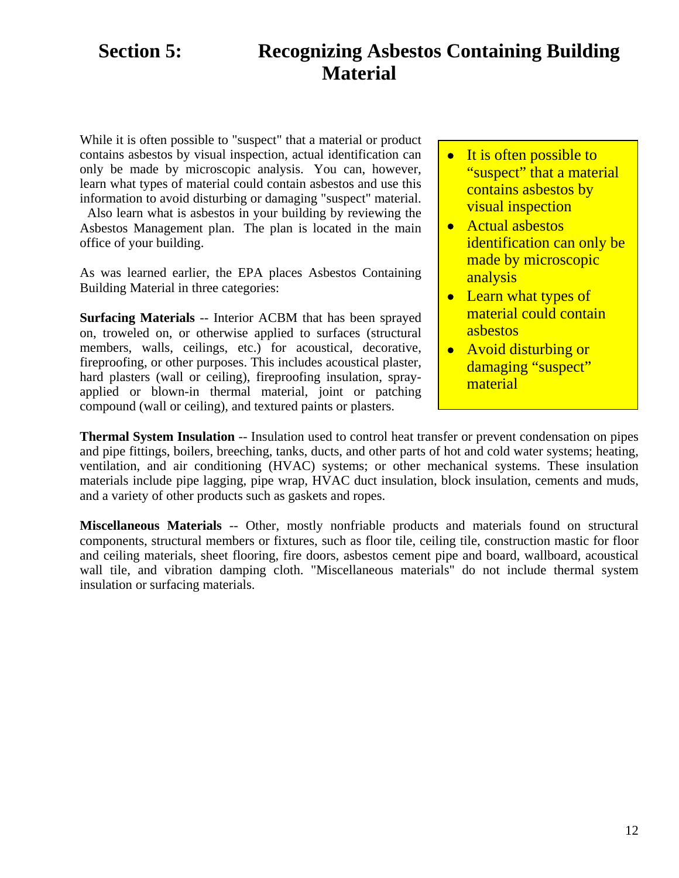# Section 5: Recognizing Asbestos Containing Building Material

While it is often possible to "suspect" that a material or product contains asbestos by visual inspection, actual identification can only be made by microscopic analysis. You can, however, learn what types of material could contain asbestos and use this information to avoid disturbing or damaging "suspect" material. Also learn what is asbestos in your building by reviewing the Asbestos Management plan. The plan is located in the main office of your building.

- It is often possible to "suspect" that a material contains asbestos by visual inspection
- Actual asbestos identification can only be made by microscopic analysis
- Learn what types of material could contain asbestos
- Avoid disturbing or damaging "suspect" material

As was learned earlier, the EPA places Asbestos Containing Building Material in three categories:

**Surfacing Materials** -- Interior ACBM that has been sprayed on, troweled on, or otherwise applied to surfaces (structural members, walls, ceilings, etc.) for acoustical, decorative, fireproofing, or other purposes. This includes acoustical plaster, hard plasters (wall or ceiling), fireproofing insulation, spray-applied or blown-in thermal material, joint or patching compound (wall or ceiling), and textured paints or plasters.

**Thermal System Insulation** -- Insulation used to control heat transfer or prevent condensation on pipes and pipe fittings, boilers, breeching, tanks, ducts, and other parts of hot and cold water systems; heating, ventilation, and air conditioning (HVAC) systems; or other mechanical systems. These insulation materials include pipe lagging, pipe wrap, HVAC duct insulation, block insulation, cements and muds, and a variety of other products such as gaskets and ropes.

**Miscellaneous Materials** -- Other, mostly nonfriable products and materials found on structural components, structural members or fixtures, such as floor tile, ceiling tile, construction mastic for floor and ceiling materials, sheet flooring, fire doors, asbestos cement pipe and board, wallboard, acoustical wall tile, and vibration damping cloth. "Miscellaneous materials" do not include thermal system insulation or surfacing materials.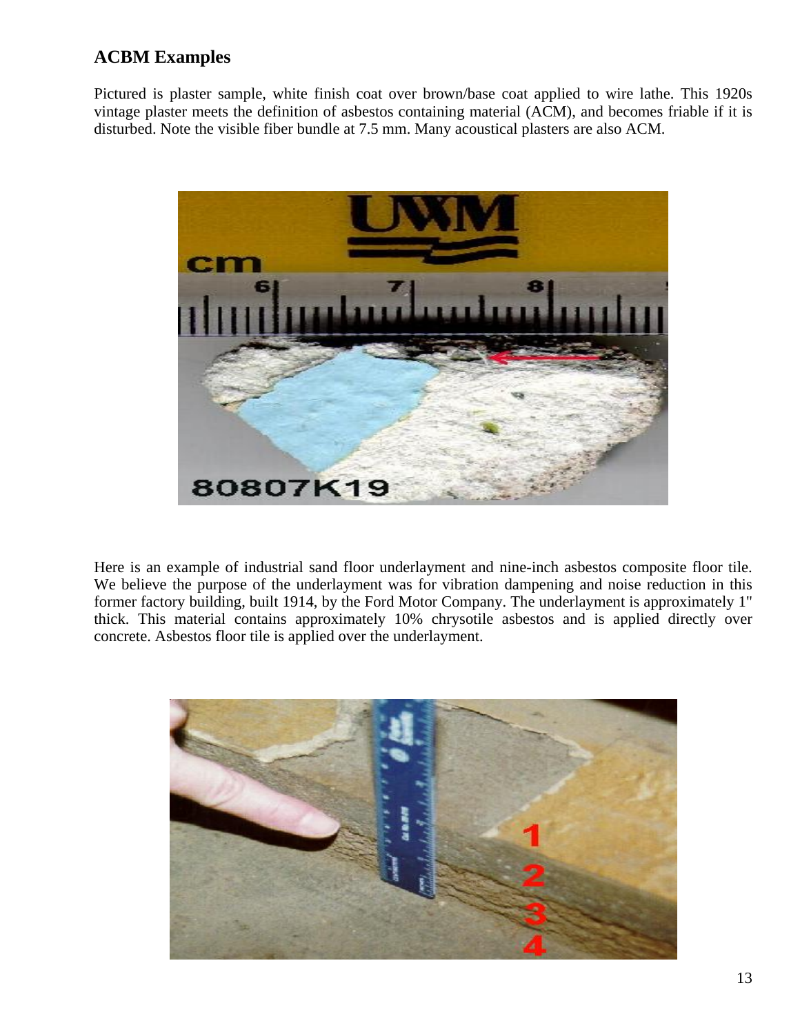## ACBM Examples

Pictured is plaster sample, white finish coat over brown/base coat applied to wire lathe. This 1920s vintage plaster meets the definition of asbestos containing material (ACM), and becomes friable if it is disturbed. Note the visible fiber bundle at 7.5 mm. Many acoustical plasters are also ACM.

Here is an example of industrial sand floor underlayment and nine-inch asbestos composite floor tile. We believe the purpose of the underlayment was for vibration dampening and noise reduction in this former factory building, built 1914, by the Ford Motor Company. The underlayment is approximately 1" thick. This material contains approximately 10% chrysotile asbestos and is applied directly over concrete. Asbestos floor tile is applied over the underlayment.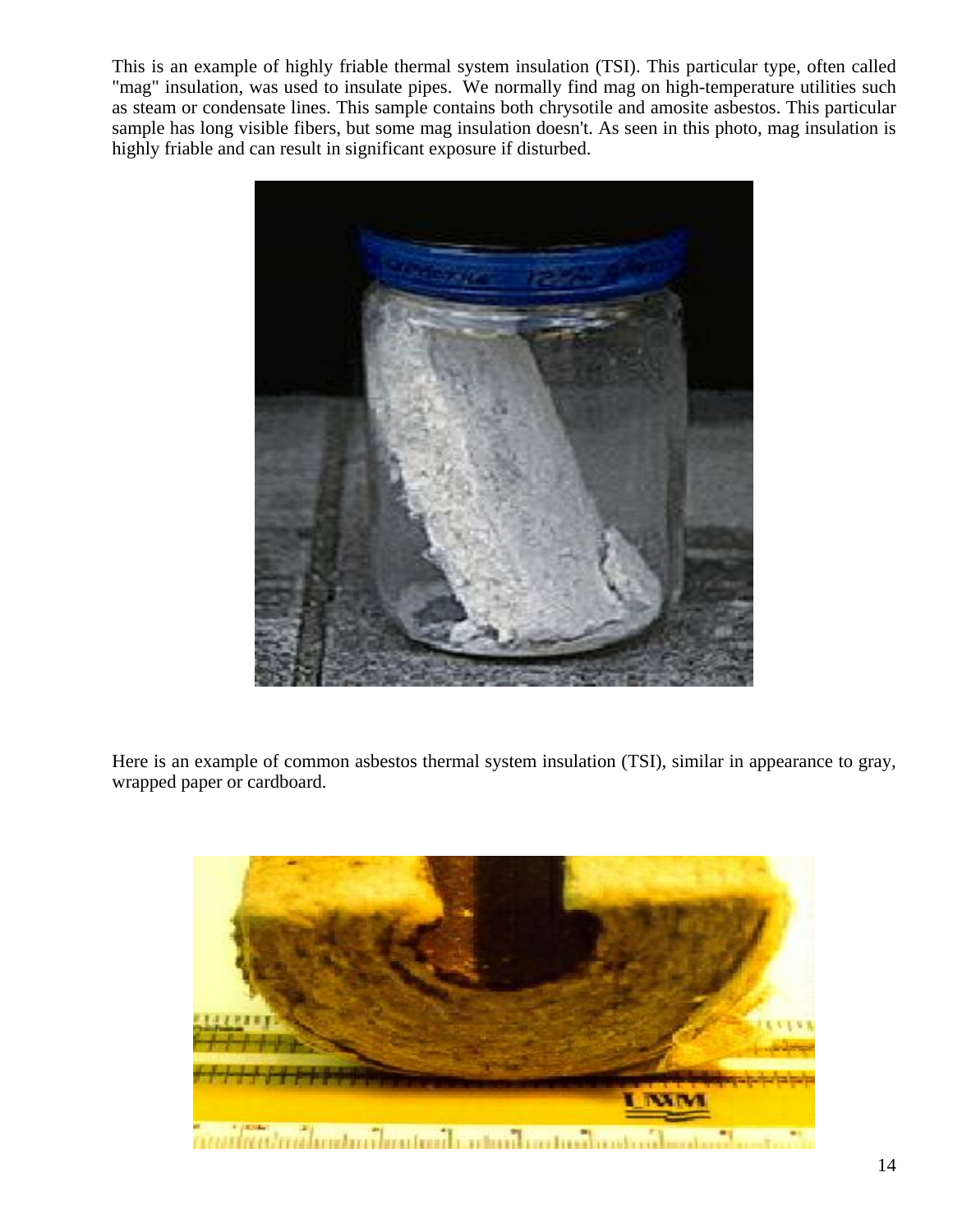This is an example of highly friable thermal system insulation (TSI). This particular type, often called "mag" insulation, was used to insulate pipes. We normally find mag on high-temperature utilities such as steam or condensate lines. This sample contains both chrysotile and amosite asbestos. This particular sample has long visible fibers, but some mag insulation doesn't. As seen in this photo, mag insulation is highly friable and can result in significant exposure if disturbed.

Here is an example of common asbestos thermal system insulation (TSI), similar in appearance to gray, wrapped paper or cardboard.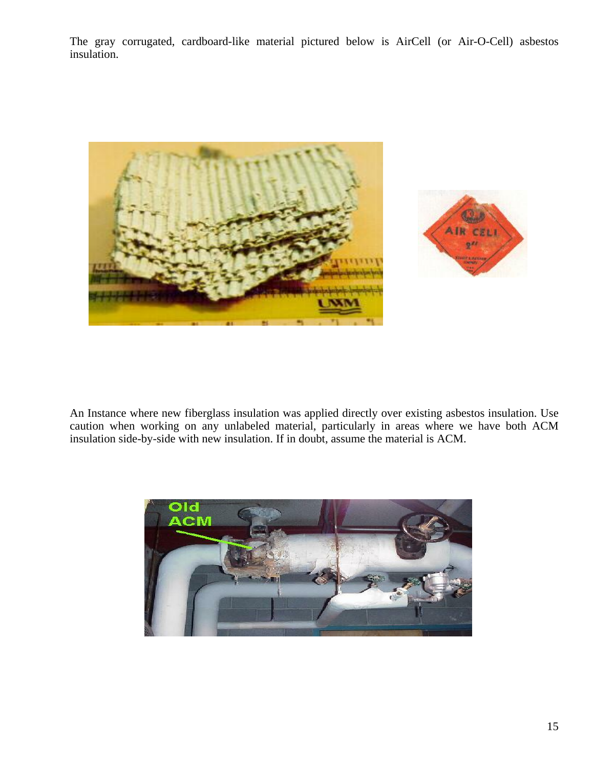The gray corrugated, cardboard-like material pictured below is AirCell (or Air-O-Cell) asbestos insulation.

An Instance where new fiberglass insulation was applied directly over existing asbestos insulation. Use caution when working on any unlabeled material, particularly in areas where we have both ACM insulation side-by-side with new insulation. If in doubt, assume the material is ACM.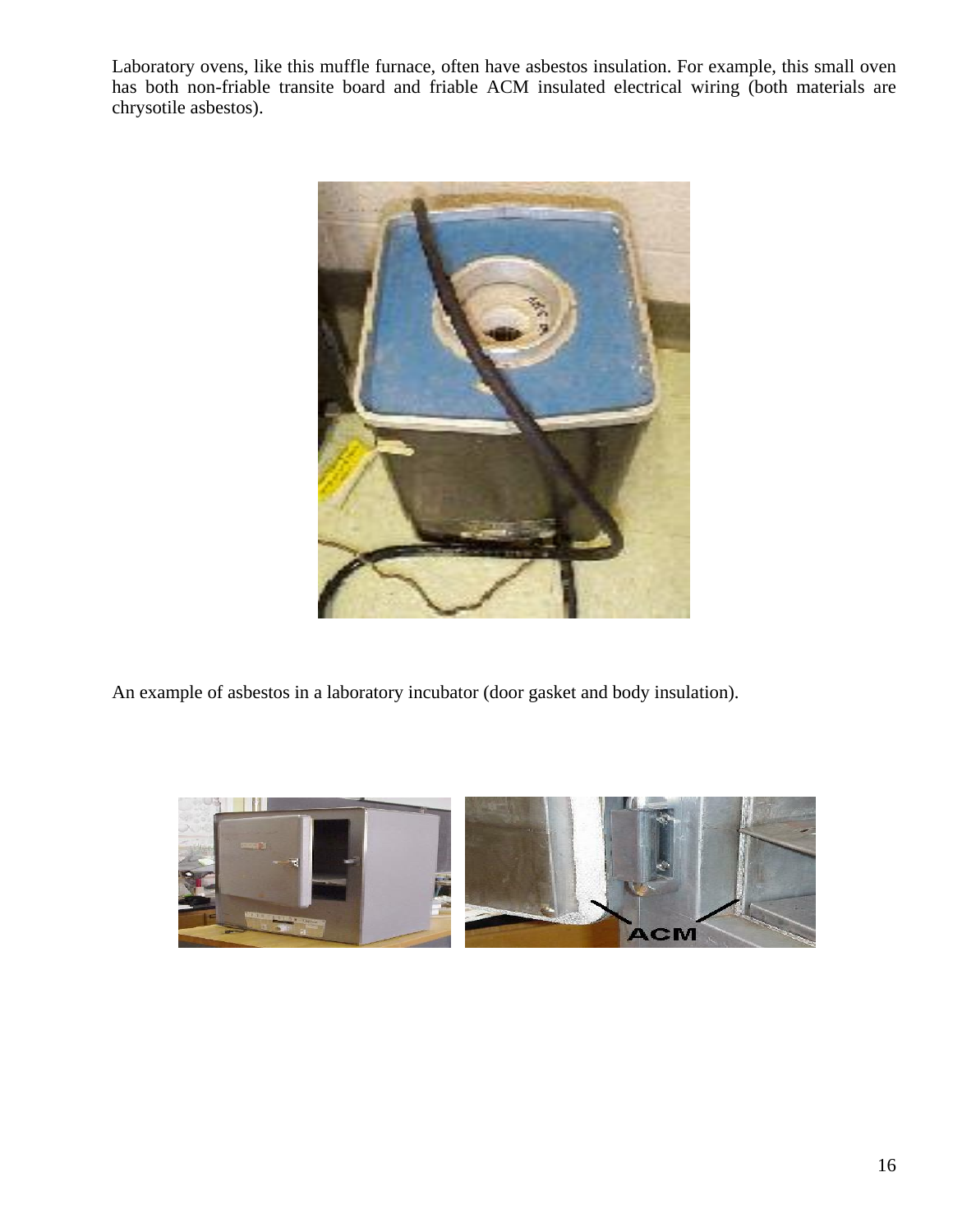Laboratory ovens, like this muffle furnace, often have asbestos insulation. For example, this small oven has both non-friable transite board and friable ACM insulated electrical wiring (both materials are chrysotile asbestos).

An example of asbestos in a laboratory incubator (door gasket and body insulation).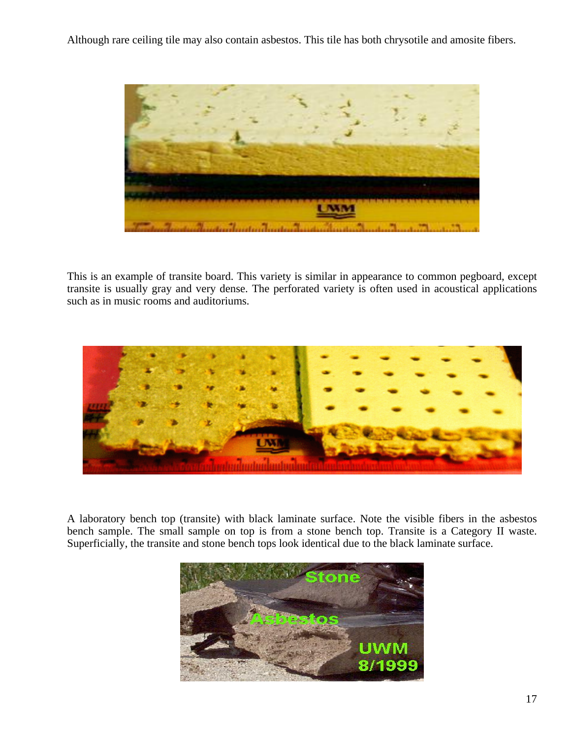Although rare ceiling tile may also contain asbestos. This tile has both chrysotile and amosite fibers.

This is an example of transite board. This variety is similar in appearance to common pegboard, except transite is usually gray and very dense. The perforated variety is often used in acoustical applications such as in music rooms and auditoriums.

A laboratory bench top (transite) with black laminate surface. Note the visible fibers in the asbestos bench sample. The small sample on top is from a stone bench top. Transite is a Category II waste. Superficially, the transite and stone bench tops look identical due to the black laminate surface.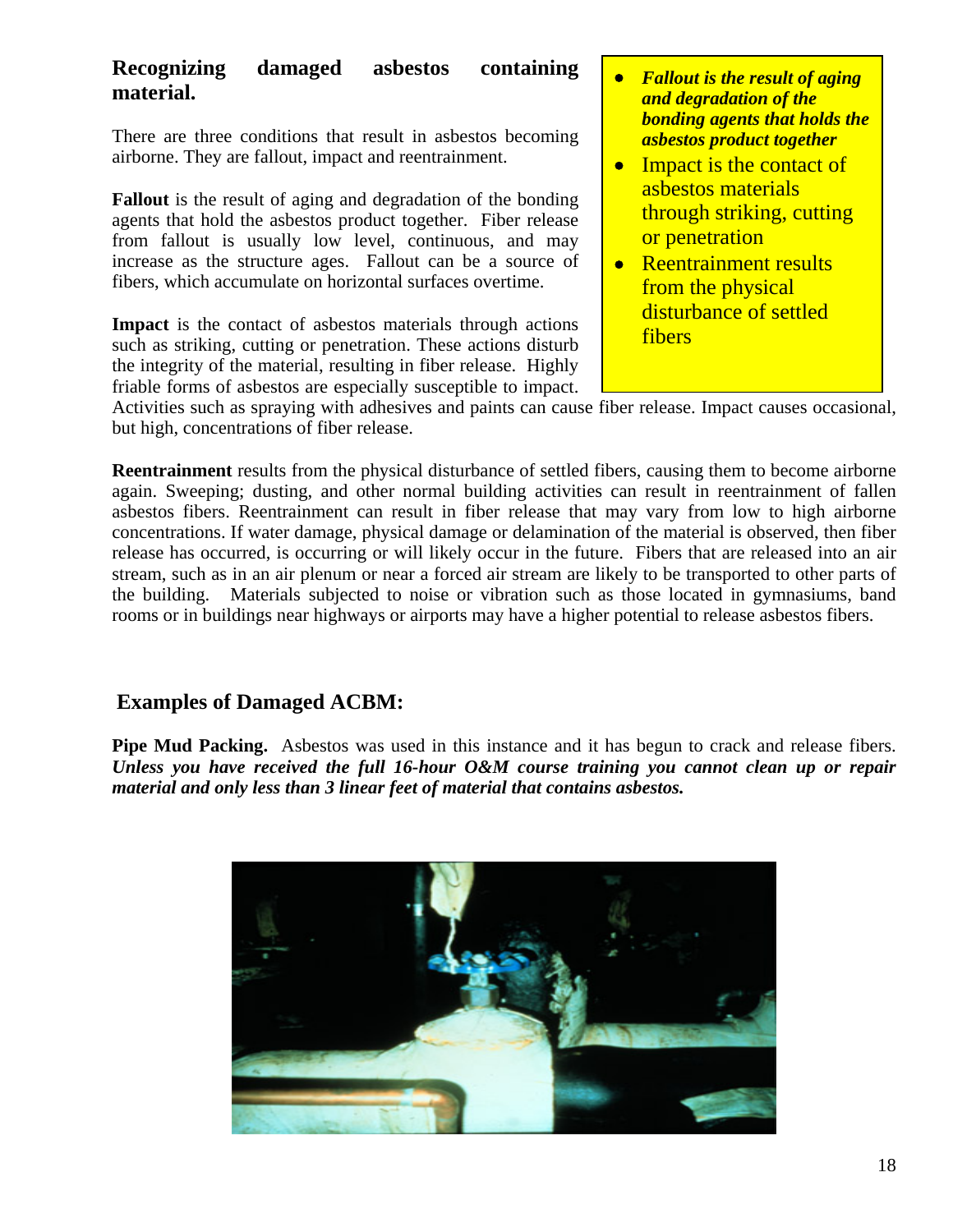## Recognizing damaged asbestos containing material.

There are three conditions that result in asbestos becoming airborne. They are fallout, impact and reentrainment.

- ***Fallout is the result of aging and degradation of the bonding agents that holds the asbestos product together***
- Impact is the contact of asbestos materials through striking, cutting or penetration
- Reentrainment results from the physical disturbance of settled fibers

**Fallout** is the result of aging and degradation of the bonding agents that hold the asbestos product together. Fiber release from fallout is usually low level, continuous, and may increase as the structure ages. Fallout can be a source of fibers, which accumulate on horizontal surfaces overtime.

**Impact** is the contact of asbestos materials through actions such as striking, cutting or penetration. These actions disturb the integrity of the material, resulting in fiber release. Highly friable forms of asbestos are especially susceptible to impact. Activities such as spraying with adhesives and paints can cause fiber release. Impact causes occasional, but high, concentrations of fiber release.

**Reentrainment** results from the physical disturbance of settled fibers, causing them to become airborne again. Sweeping; dusting, and other normal building activities can result in reentrainment of fallen asbestos fibers. Reentrainment can result in fiber release that may vary from low to high airborne concentrations. If water damage, physical damage or delamination of the material is observed, then fiber release has occurred, is occurring or will likely occur in the future. Fibers that are released into an air stream, such as in an air plenum or near a forced air stream are likely to be transported to other parts of the building. Materials subjected to noise or vibration such as those located in gymnasiums, band rooms or in buildings near highways or airports may have a higher potential to release asbestos fibers.

## Examples of Damaged ACBM:

**Pipe Mud Packing.** Asbestos was used in this instance and it has begun to crack and release fibers. ***Unless you have received the full 16-hour O&M course training you cannot clean up or repair material and only less than 3 linear feet of material that contains asbestos.***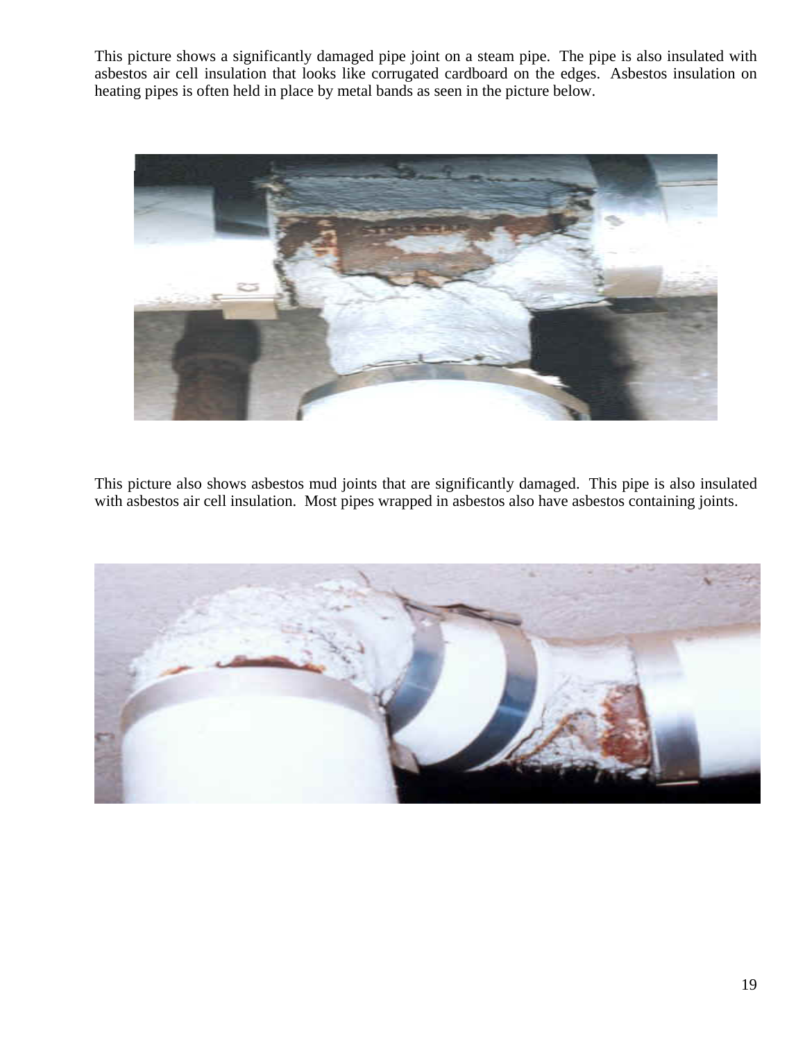This picture shows a significantly damaged pipe joint on a steam pipe. The pipe is also insulated with asbestos air cell insulation that looks like corrugated cardboard on the edges. Asbestos insulation on heating pipes is often held in place by metal bands as seen in the picture below.

This picture also shows asbestos mud joints that are significantly damaged. This pipe is also insulated with asbestos air cell insulation. Most pipes wrapped in asbestos also have asbestos containing joints.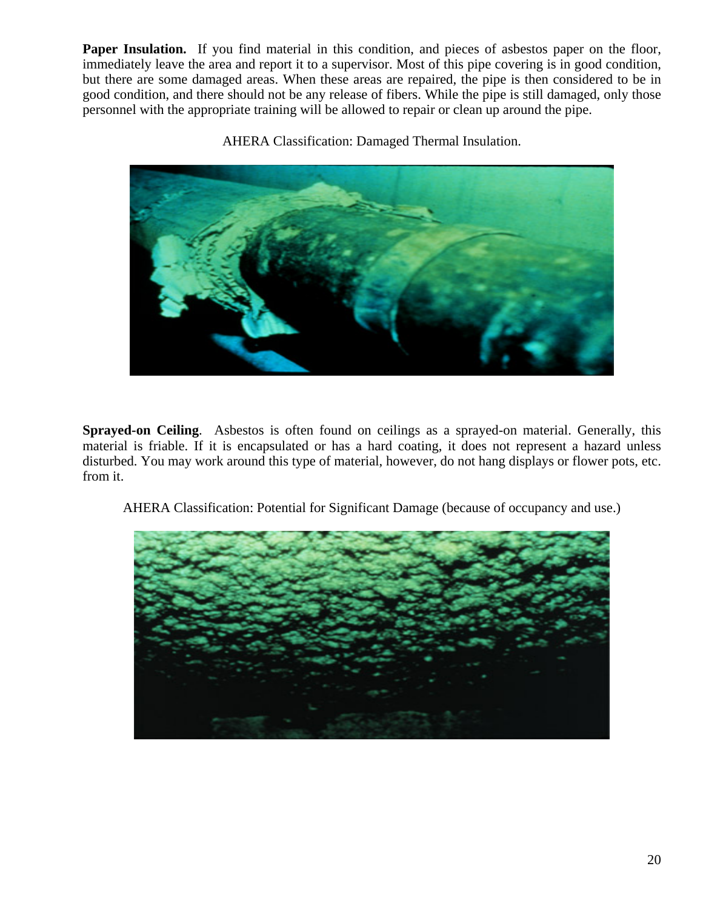**Paper Insulation.** If you find material in this condition, and pieces of asbestos paper on the floor, immediately leave the area and report it to a supervisor. Most of this pipe covering is in good condition, but there are some damaged areas. When these areas are repaired, the pipe is then considered to be in good condition, and there should not be any release of fibers. While the pipe is still damaged, only those personnel with the appropriate training will be allowed to repair or clean up around the pipe.

AHERA Classification: Damaged Thermal Insulation.

**Sprayed-on Ceiling**. Asbestos is often found on ceilings as a sprayed-on material. Generally, this material is friable. If it is encapsulated or has a hard coating, it does not represent a hazard unless disturbed. You may work around this type of material, however, do not hang displays or flower pots, etc. from it.

AHERA Classification: Potential for Significant Damage (because of occupancy and use.)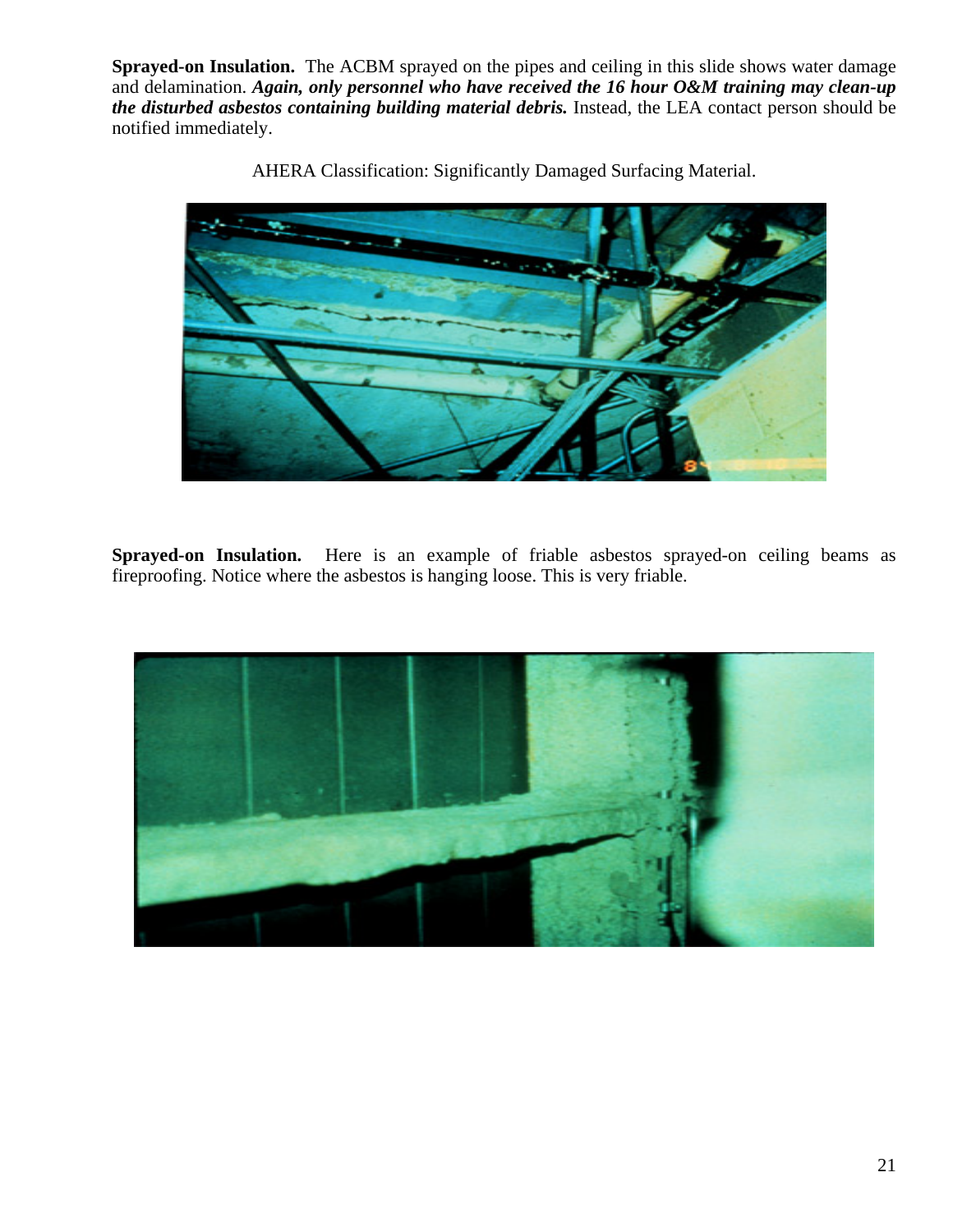**Sprayed-on Insulation.** The ACBM sprayed on the pipes and ceiling in this slide shows water damage and delamination. ***Again, only personnel who have received the 16 hour O&M training may clean-up the disturbed asbestos containing building material debris.*** Instead, the LEA contact person should be notified immediately.

AHERA Classification: Significantly Damaged Surfacing Material.

**Sprayed-on Insulation.** Here is an example of friable asbestos sprayed-on ceiling beams as fireproofing. Notice where the asbestos is hanging loose. This is very friable.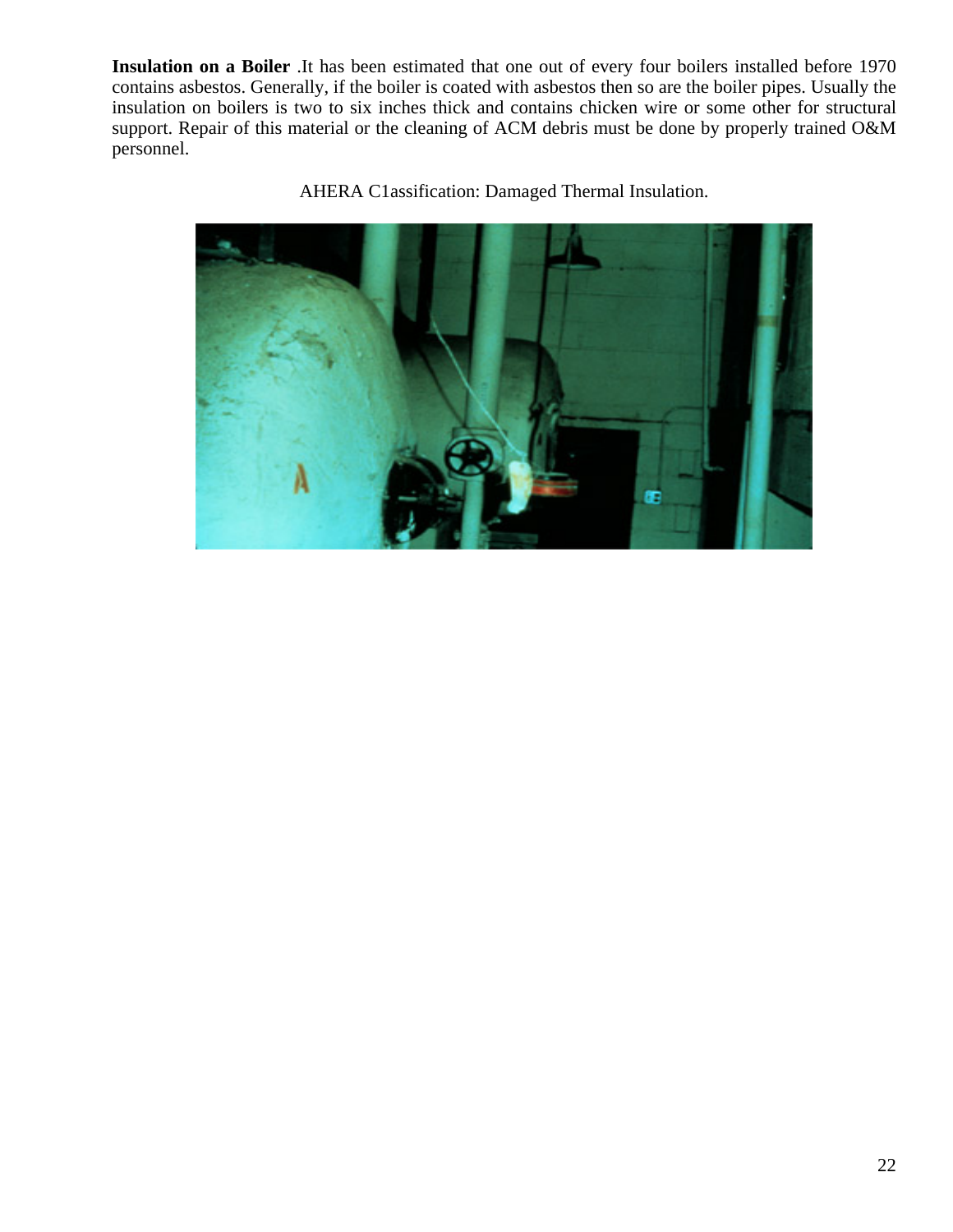**Insulation on a Boiler** .It has been estimated that one out of every four boilers installed before 1970 contains asbestos. Generally, if the boiler is coated with asbestos then so are the boiler pipes. Usually the insulation on boilers is two to six inches thick and contains chicken wire or some other for structural support. Repair of this material or the cleaning of ACM debris must be done by properly trained O&M personnel.

AHERA C1assification: Damaged Thermal Insulation.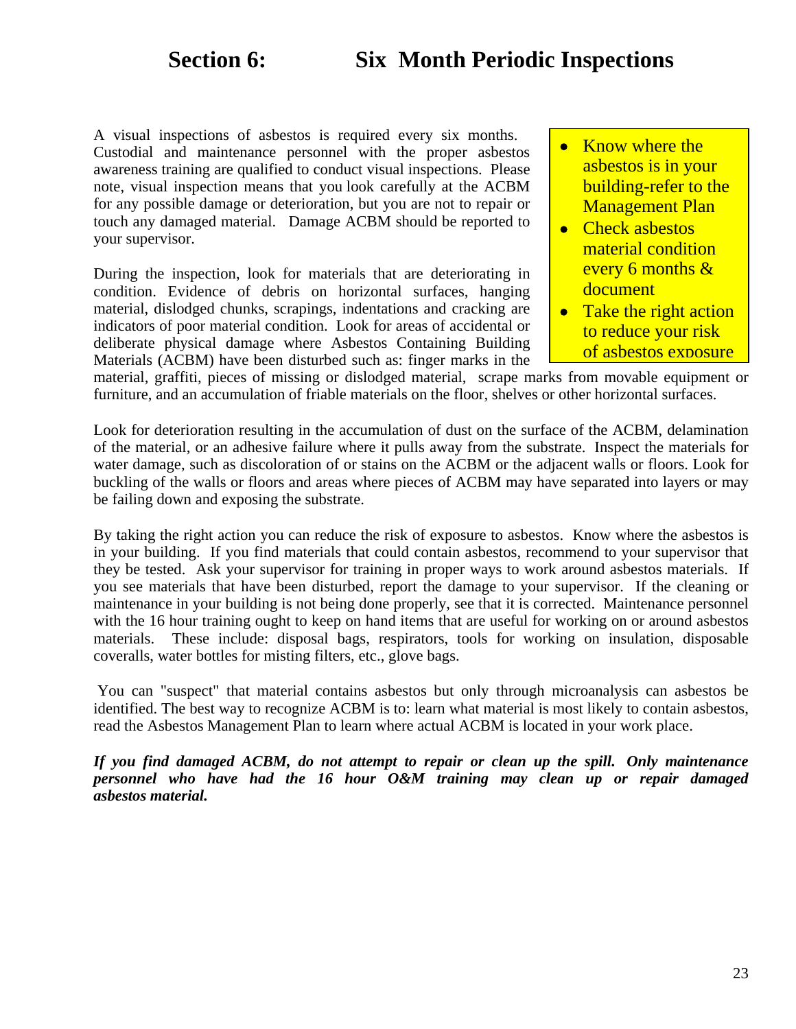# Section 6: Six Month Periodic Inspections

- Know where the asbestos is in your building-refer to the Management Plan
- Check asbestos material condition every 6 months & document
- Take the right action to reduce your risk of asbestos exposure

A visual inspections of asbestos is required every six months. Custodial and maintenance personnel with the proper asbestos awareness training are qualified to conduct visual inspections. Please note, visual inspection means that you look carefully at the ACBM for any possible damage or deterioration, but you are not to repair or touch any damaged material. Damage ACBM should be reported to your supervisor.

During the inspection, look for materials that are deteriorating in condition. Evidence of debris on horizontal surfaces, hanging material, dislodged chunks, scrapings, indentations and cracking are indicators of poor material condition. Look for areas of accidental or deliberate physical damage where Asbestos Containing Building Materials (ACBM) have been disturbed such as: finger marks in the material, graffiti, pieces of missing or dislodged material, scrape marks from movable equipment or furniture, and an accumulation of friable materials on the floor, shelves or other horizontal surfaces.

Look for deterioration resulting in the accumulation of dust on the surface of the ACBM, delamination of the material, or an adhesive failure where it pulls away from the substrate. Inspect the materials for water damage, such as discoloration of or stains on the ACBM or the adjacent walls or floors. Look for buckling of the walls or floors and areas where pieces of ACBM may have separated into layers or may be failing down and exposing the substrate.

By taking the right action you can reduce the risk of exposure to asbestos. Know where the asbestos is in your building. If you find materials that could contain asbestos, recommend to your supervisor that they be tested. Ask your supervisor for training in proper ways to work around asbestos materials. If you see materials that have been disturbed, report the damage to your supervisor. If the cleaning or maintenance in your building is not being done properly, see that it is corrected. Maintenance personnel with the 16 hour training ought to keep on hand items that are useful for working on or around asbestos materials. These include: disposal bags, respirators, tools for working on insulation, disposable coveralls, water bottles for misting filters, etc., glove bags.

You can "suspect" that material contains asbestos but only through microanalysis can asbestos be identified. The best way to recognize ACBM is to: learn what material is most likely to contain asbestos, read the Asbestos Management Plan to learn where actual ACBM is located in your work place.

***If you find damaged ACBM, do not attempt to repair or clean up the spill. Only maintenance personnel who have had the 16 hour O&M training may clean up or repair damaged asbestos material.***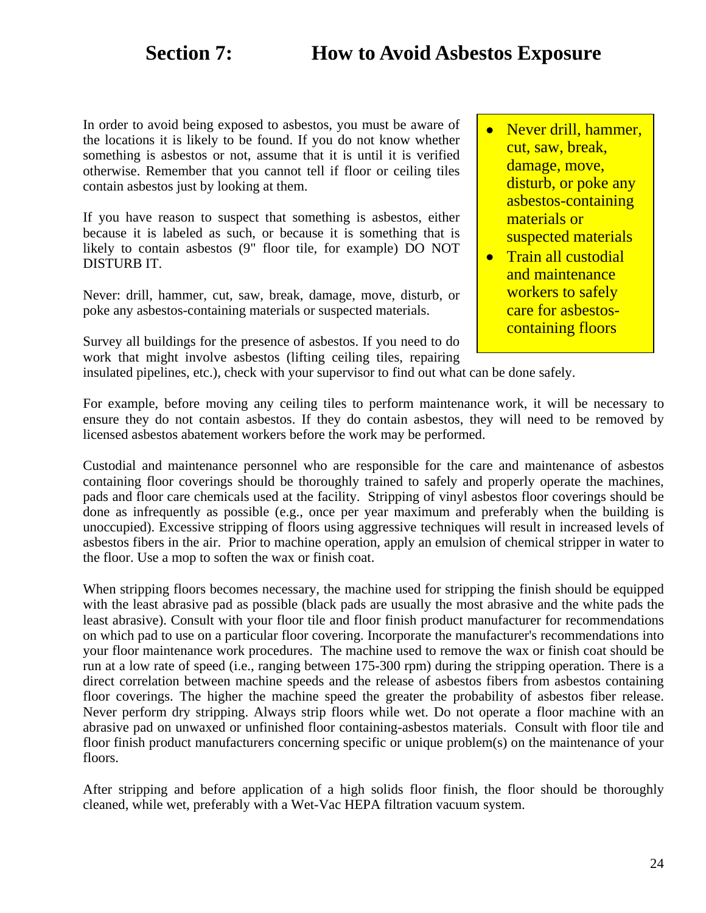# Section 7: How to Avoid Asbestos Exposure

- Never drill, hammer, cut, saw, break, damage, move, disturb, or poke any asbestos-containing materials or suspected materials
- Train all custodial and maintenance workers to safely care for asbestos-containing floors

In order to avoid being exposed to asbestos, you must be aware of the locations it is likely to be found. If you do not know whether something is asbestos or not, assume that it is until it is verified otherwise. Remember that you cannot tell if floor or ceiling tiles contain asbestos just by looking at them.

If you have reason to suspect that something is asbestos, either because it is labeled as such, or because it is something that is likely to contain asbestos (9" floor tile, for example) DO NOT DISTURB IT.

Never: drill, hammer, cut, saw, break, damage, move, disturb, or poke any asbestos-containing materials or suspected materials.

Survey all buildings for the presence of asbestos. If you need to do work that might involve asbestos (lifting ceiling tiles, repairing insulated pipelines, etc.), check with your supervisor to find out what can be done safely.

For example, before moving any ceiling tiles to perform maintenance work, it will be necessary to ensure they do not contain asbestos. If they do contain asbestos, they will need to be removed by licensed asbestos abatement workers before the work may be performed.

Custodial and maintenance personnel who are responsible for the care and maintenance of asbestos containing floor coverings should be thoroughly trained to safely and properly operate the machines, pads and floor care chemicals used at the facility. Stripping of vinyl asbestos floor coverings should be done as infrequently as possible (e.g., once per year maximum and preferably when the building is unoccupied). Excessive stripping of floors using aggressive techniques will result in increased levels of asbestos fibers in the air. Prior to machine operation, apply an emulsion of chemical stripper in water to the floor. Use a mop to soften the wax or finish coat.

When stripping floors becomes necessary, the machine used for stripping the finish should be equipped with the least abrasive pad as possible (black pads are usually the most abrasive and the white pads the least abrasive). Consult with your floor tile and floor finish product manufacturer for recommendations on which pad to use on a particular floor covering. Incorporate the manufacturer's recommendations into your floor maintenance work procedures. The machine used to remove the wax or finish coat should be run at a low rate of speed (i.e., ranging between 175-300 rpm) during the stripping operation. There is a direct correlation between machine speeds and the release of asbestos fibers from asbestos containing floor coverings. The higher the machine speed the greater the probability of asbestos fiber release. Never perform dry stripping. Always strip floors while wet. Do not operate a floor machine with an abrasive pad on unwaxed or unfinished floor containing-asbestos materials. Consult with floor tile and floor finish product manufacturers concerning specific or unique problem(s) on the maintenance of your floors.

After stripping and before application of a high solids floor finish, the floor should be thoroughly cleaned, while wet, preferably with a Wet-Vac HEPA filtration vacuum system.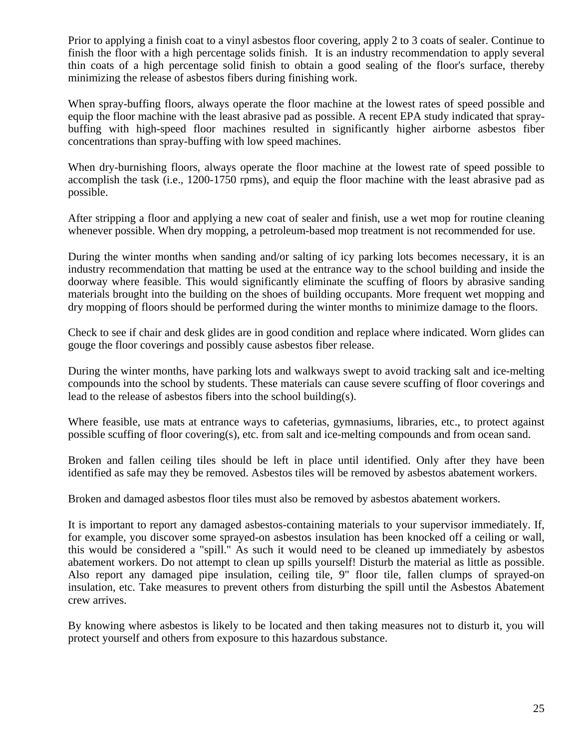Prior to applying a finish coat to a vinyl asbestos floor covering, apply 2 to 3 coats of sealer. Continue to finish the floor with a high percentage solids finish.  It is an industry recommendation to apply several thin coats of a high percentage solid finish to obtain a good sealing of the floor's surface, thereby minimizing the release of asbestos fibers during finishing work.

When spray-buffing floors, always operate the floor machine at the lowest rates of speed possible and equip the floor machine with the least abrasive pad as possible. A recent EPA study indicated that spray-buffing with high-speed floor machines resulted in significantly higher airborne asbestos fiber concentrations than spray-buffing with low speed machines.

When dry-burnishing floors, always operate the floor machine at the lowest rate of speed possible to accomplish the task (i.e., 1200-1750 rpms), and equip the floor machine with the least abrasive pad as possible.

After stripping a floor and applying a new coat of sealer and finish, use a wet mop for routine cleaning whenever possible. When dry mopping, a petroleum-based mop treatment is not recommended for use.

During the winter months when sanding and/or salting of icy parking lots becomes necessary, it is an industry recommendation that matting be used at the entrance way to the school building and inside the doorway where feasible. This would significantly eliminate the scuffing of floors by abrasive sanding materials brought into the building on the shoes of building occupants. More frequent wet mopping and dry mopping of floors should be performed during the winter months to minimize damage to the floors.

Check to see if chair and desk glides are in good condition and replace where indicated. Worn glides can gouge the floor coverings and possibly cause asbestos fiber release.

During the winter months, have parking lots and walkways swept to avoid tracking salt and ice-melting compounds into the school by students. These materials can cause severe scuffing of floor coverings and lead to the release of asbestos fibers into the school building(s).

Where feasible, use mats at entrance ways to cafeterias, gymnasiums, libraries, etc., to protect against possible scuffing of floor covering(s), etc. from salt and ice-melting compounds and from ocean sand.

Broken and fallen ceiling tiles should be left in place until identified. Only after they have been identified as safe may they be removed. Asbestos tiles will be removed by asbestos abatement workers.

Broken and damaged asbestos floor tiles must also be removed by asbestos abatement workers.

It is important to report any damaged asbestos-containing materials to your supervisor immediately. If, for example, you discover some sprayed-on asbestos insulation has been knocked off a ceiling or wall, this would be considered a "spill." As such it would need to be cleaned up immediately by asbestos abatement workers. Do not attempt to clean up spills yourself! Disturb the material as little as possible. Also report any damaged pipe insulation, ceiling tile, 9" floor tile, fallen clumps of sprayed-on insulation, etc. Take measures to prevent others from disturbing the spill until the Asbestos Abatement crew arrives.

By knowing where asbestos is likely to be located and then taking measures not to disturb it, you will protect yourself and others from exposure to this hazardous substance.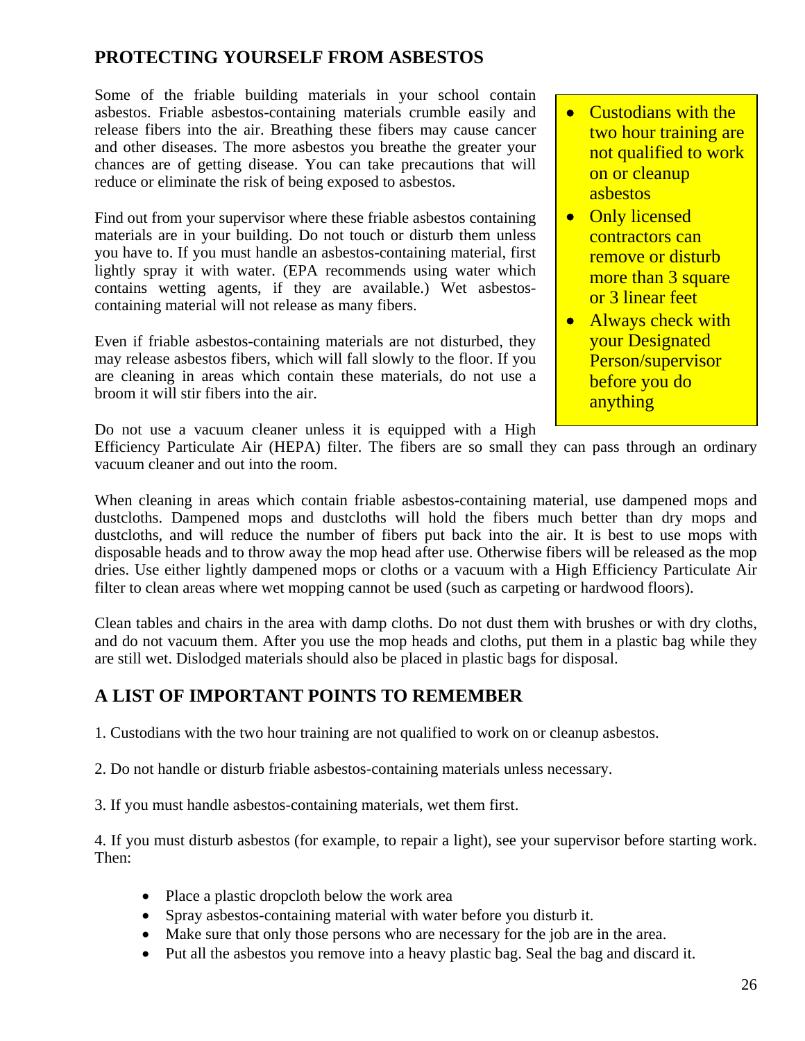## PROTECTING YOURSELF FROM ASBESTOS

Some of the friable building materials in your school contain asbestos. Friable asbestos-containing materials crumble easily and release fibers into the air. Breathing these fibers may cause cancer and other diseases. The more asbestos you breathe the greater your chances are of getting disease. You can take precautions that will reduce or eliminate the risk of being exposed to asbestos.

- Custodians with the two hour training are not qualified to work on or cleanup asbestos
- Only licensed contractors can remove or disturb more than 3 square or 3 linear feet
- Always check with your Designated Person/supervisor before you do anything

Find out from your supervisor where these friable asbestos containing materials are in your building. Do not touch or disturb them unless you have to. If you must handle an asbestos-containing material, first lightly spray it with water. (EPA recommends using water which contains wetting agents, if they are available.) Wet asbestos-containing material will not release as many fibers.

Even if friable asbestos-containing materials are not disturbed, they may release asbestos fibers, which will fall slowly to the floor. If you are cleaning in areas which contain these materials, do not use a broom it will stir fibers into the air.

Do not use a vacuum cleaner unless it is equipped with a High Efficiency Particulate Air (HEPA) filter. The fibers are so small they can pass through an ordinary vacuum cleaner and out into the room.

When cleaning in areas which contain friable asbestos-containing material, use dampened mops and dustcloths. Dampened mops and dustcloths will hold the fibers much better than dry mops and dustcloths, and will reduce the number of fibers put back into the air. It is best to use mops with disposable heads and to throw away the mop head after use. Otherwise fibers will be released as the mop dries. Use either lightly dampened mops or cloths or a vacuum with a High Efficiency Particulate Air filter to clean areas where wet mopping cannot be used (such as carpeting or hardwood floors).

Clean tables and chairs in the area with damp cloths. Do not dust them with brushes or with dry cloths, and do not vacuum them. After you use the mop heads and cloths, put them in a plastic bag while they are still wet. Dislodged materials should also be placed in plastic bags for disposal.

## A LIST OF IMPORTANT POINTS TO REMEMBER

1. Custodians with the two hour training are not qualified to work on or cleanup asbestos.

2. Do not handle or disturb friable asbestos-containing materials unless necessary.

3. If you must handle asbestos-containing materials, wet them first.

4. If you must disturb asbestos (for example, to repair a light), see your supervisor before starting work. Then:

   - Place a plastic dropcloth below the work area
   - Spray asbestos-containing material with water before you disturb it.
   - Make sure that only those persons who are necessary for the job are in the area.
   - Put all the asbestos you remove into a heavy plastic bag. Seal the bag and discard it.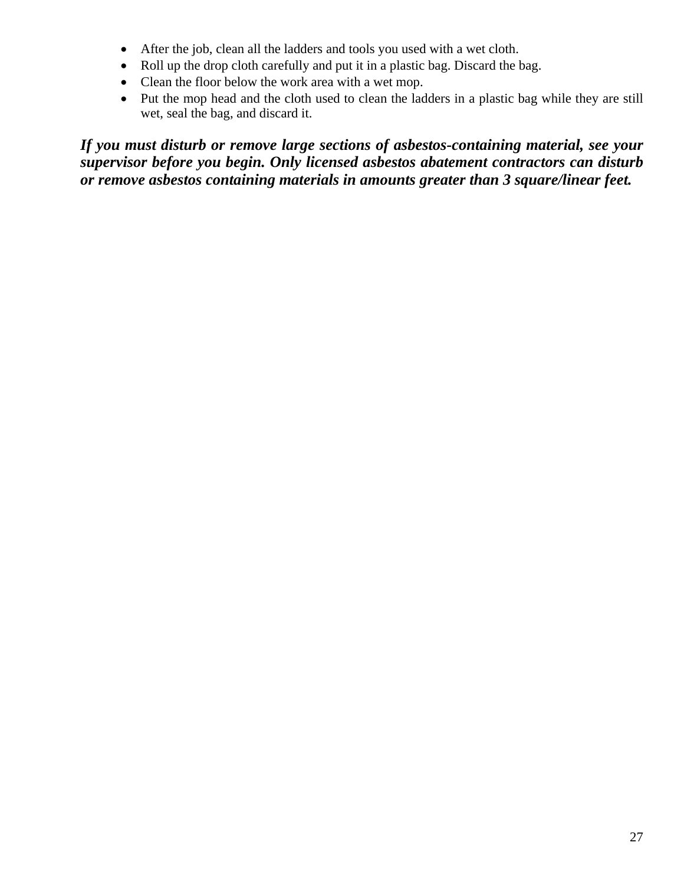- After the job, clean all the ladders and tools you used with a wet cloth.
- Roll up the drop cloth carefully and put it in a plastic bag. Discard the bag.
- Clean the floor below the work area with a wet mop.
- Put the mop head and the cloth used to clean the ladders in a plastic bag while they are still wet, seal the bag, and discard it.

***If you must disturb or remove large sections of asbestos-containing material, see your supervisor before you begin. Only licensed asbestos abatement contractors can disturb or remove asbestos containing materials in amounts greater than 3 square/linear feet.***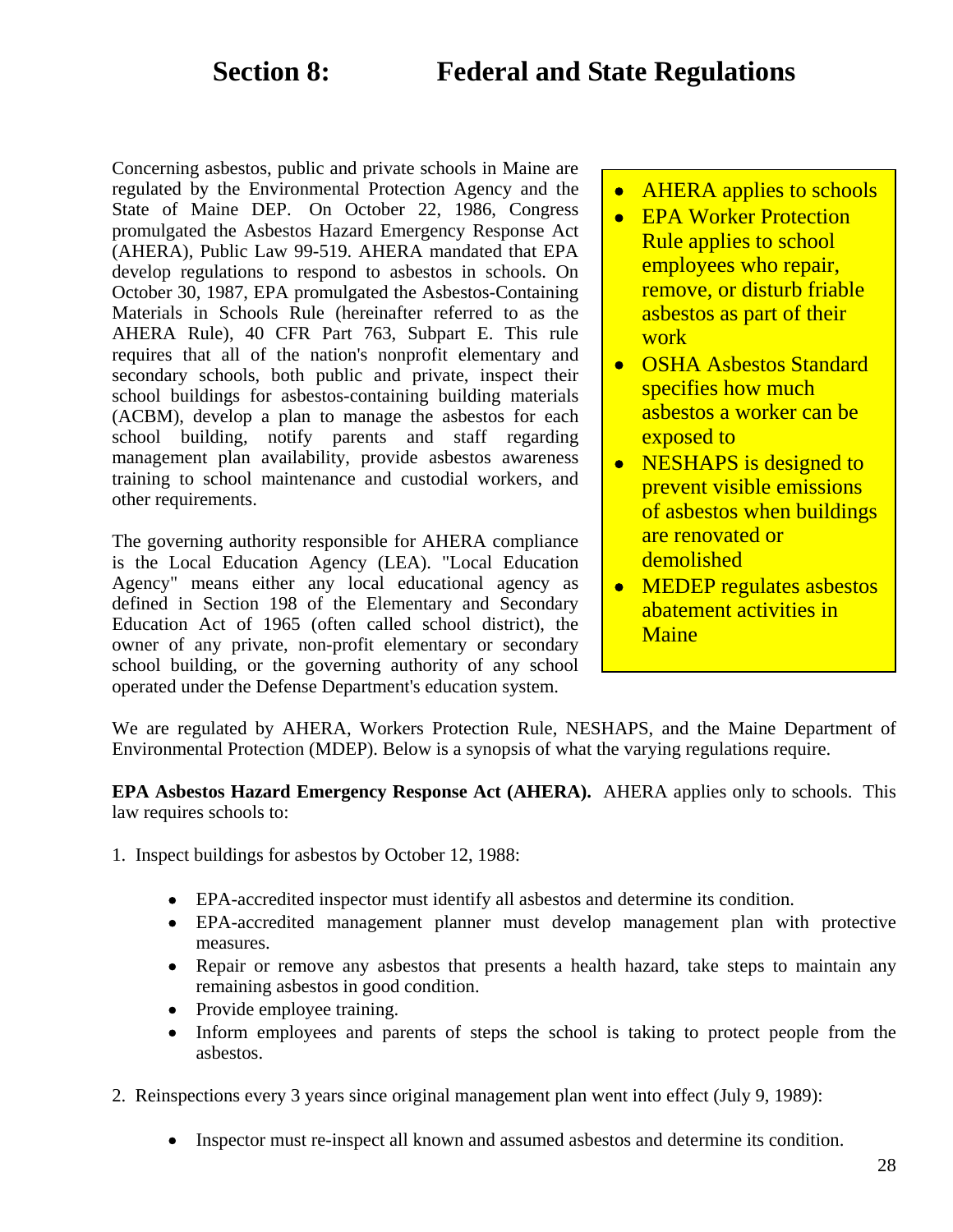# Section 8: Federal and State Regulations

Concerning asbestos, public and private schools in Maine are regulated by the Environmental Protection Agency and the State of Maine DEP. On October 22, 1986, Congress promulgated the Asbestos Hazard Emergency Response Act (AHERA), Public Law 99-519. AHERA mandated that EPA develop regulations to respond to asbestos in schools. On October 30, 1987, EPA promulgated the Asbestos-Containing Materials in Schools Rule (hereinafter referred to as the AHERA Rule), 40 CFR Part 763, Subpart E. This rule requires that all of the nation's nonprofit elementary and secondary schools, both public and private, inspect their school buildings for asbestos-containing building materials (ACBM), develop a plan to manage the asbestos for each school building, notify parents and staff regarding management plan availability, provide asbestos awareness training to school maintenance and custodial workers, and other requirements.

The governing authority responsible for AHERA compliance is the Local Education Agency (LEA). "Local Education Agency" means either any local educational agency as defined in Section 198 of the Elementary and Secondary Education Act of 1965 (often called school district), the owner of any private, non-profit elementary or secondary school building, or the governing authority of any school operated under the Defense Department's education system.

- AHERA applies to schools
- EPA Worker Protection Rule applies to school employees who repair, remove, or disturb friable asbestos as part of their work
- OSHA Asbestos Standard specifies how much asbestos a worker can be exposed to
- NESHAPS is designed to prevent visible emissions of asbestos when buildings are renovated or demolished
- MEDEP regulates asbestos abatement activities in Maine

We are regulated by AHERA, Workers Protection Rule, NESHAPS, and the Maine Department of Environmental Protection (MDEP). Below is a synopsis of what the varying regulations require.

**EPA Asbestos Hazard Emergency Response Act (AHERA).** AHERA applies only to schools. This law requires schools to:

1. Inspect buildings for asbestos by October 12, 1988:
   - EPA-accredited inspector must identify all asbestos and determine its condition.
   - EPA-accredited management planner must develop management plan with protective measures.
   - Repair or remove any asbestos that presents a health hazard, take steps to maintain any remaining asbestos in good condition.
   - Provide employee training.
   - Inform employees and parents of steps the school is taking to protect people from the asbestos.

2. Reinspections every 3 years since original management plan went into effect (July 9, 1989):
   - Inspector must re-inspect all known and assumed asbestos and determine its condition.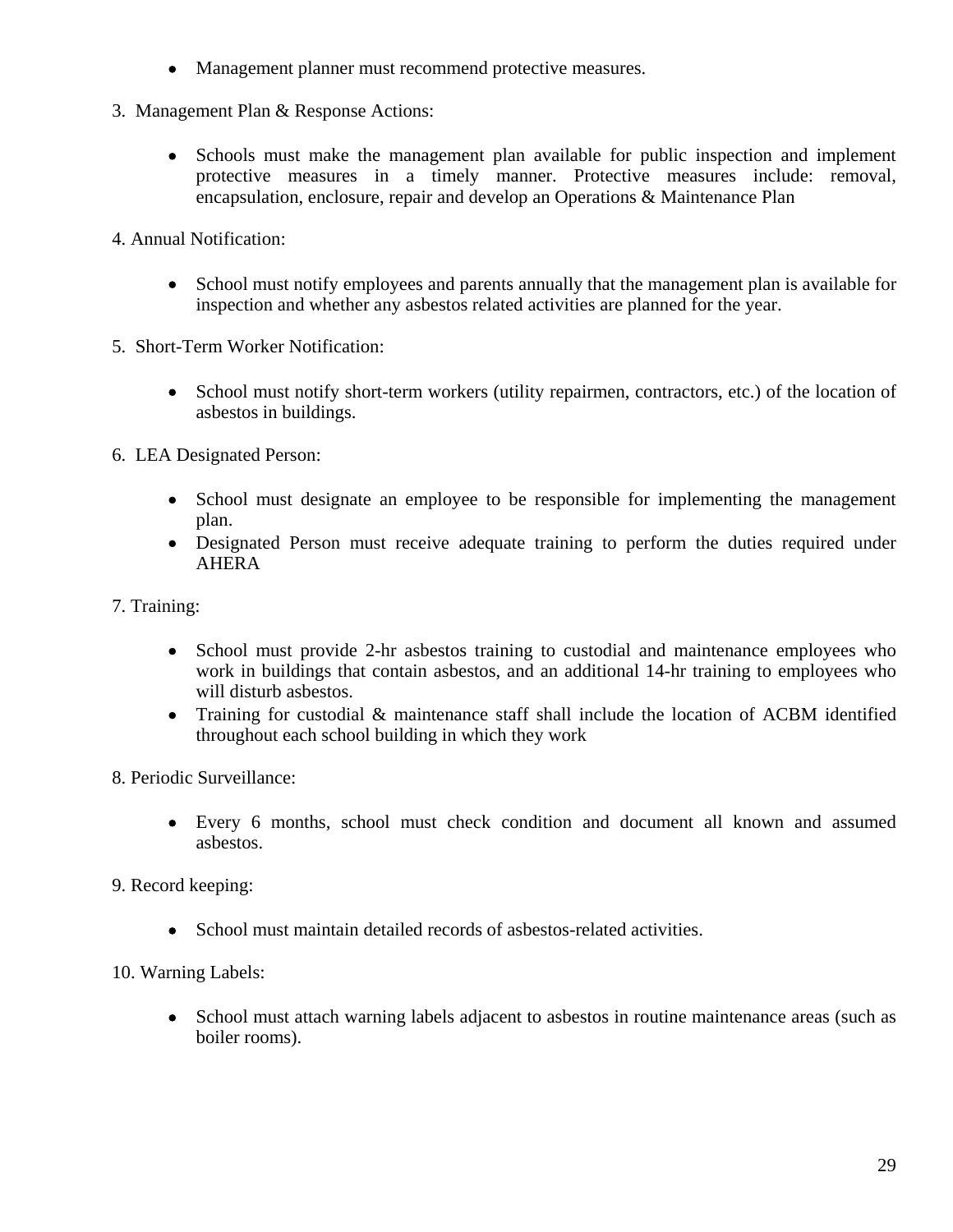- Management planner must recommend protective measures.

3. Management Plan & Response Actions:

   - Schools must make the management plan available for public inspection and implement protective measures in a timely manner. Protective measures include: removal, encapsulation, enclosure, repair and develop an Operations & Maintenance Plan

4. Annual Notification:

   - School must notify employees and parents annually that the management plan is available for inspection and whether any asbestos related activities are planned for the year.

5. Short-Term Worker Notification:

   - School must notify short-term workers (utility repairmen, contractors, etc.) of the location of asbestos in buildings.

6. LEA Designated Person:

   - School must designate an employee to be responsible for implementing the management plan.
   - Designated Person must receive adequate training to perform the duties required under AHERA

7. Training:

   - School must provide 2-hr asbestos training to custodial and maintenance employees who work in buildings that contain asbestos, and an additional 14-hr training to employees who will disturb asbestos.
   - Training for custodial & maintenance staff shall include the location of ACBM identified throughout each school building in which they work

8. Periodic Surveillance:

   - Every 6 months, school must check condition and document all known and assumed asbestos.

9. Record keeping:

   - School must maintain detailed records of asbestos-related activities.

10. Warning Labels:

    - School must attach warning labels adjacent to asbestos in routine maintenance areas (such as boiler rooms).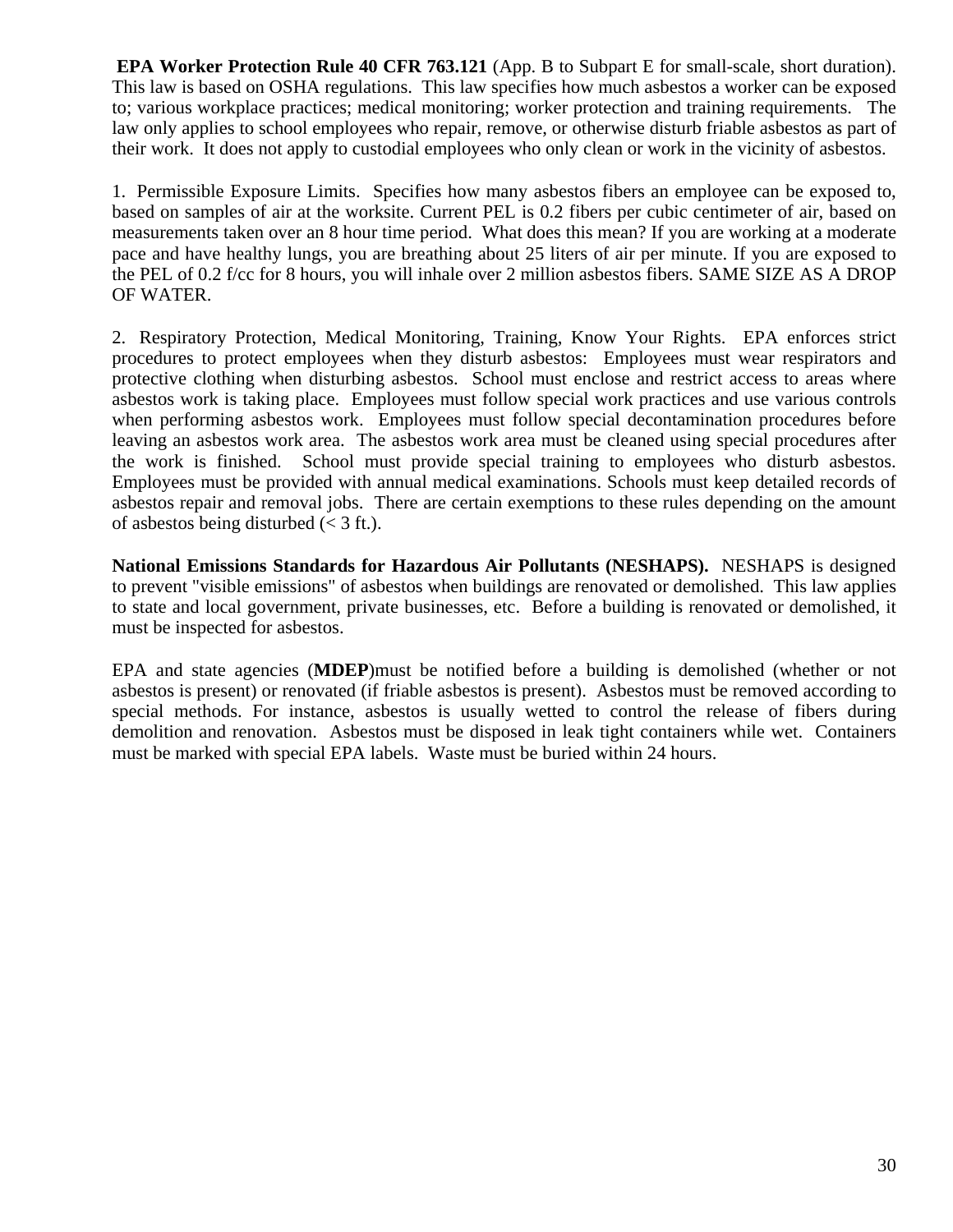**EPA Worker Protection Rule 40 CFR 763.121** (App. B to Subpart E for small-scale, short duration). This law is based on OSHA regulations. This law specifies how much asbestos a worker can be exposed to; various workplace practices; medical monitoring; worker protection and training requirements. The law only applies to school employees who repair, remove, or otherwise disturb friable asbestos as part of their work. It does not apply to custodial employees who only clean or work in the vicinity of asbestos.

1. Permissible Exposure Limits. Specifies how many asbestos fibers an employee can be exposed to, based on samples of air at the worksite. Current PEL is 0.2 fibers per cubic centimeter of air, based on measurements taken over an 8 hour time period. What does this mean? If you are working at a moderate pace and have healthy lungs, you are breathing about 25 liters of air per minute. If you are exposed to the PEL of 0.2 f/cc for 8 hours, you will inhale over 2 million asbestos fibers. SAME SIZE AS A DROP OF WATER.

2. Respiratory Protection, Medical Monitoring, Training, Know Your Rights. EPA enforces strict procedures to protect employees when they disturb asbestos: Employees must wear respirators and protective clothing when disturbing asbestos. School must enclose and restrict access to areas where asbestos work is taking place. Employees must follow special work practices and use various controls when performing asbestos work. Employees must follow special decontamination procedures before leaving an asbestos work area. The asbestos work area must be cleaned using special procedures after the work is finished. School must provide special training to employees who disturb asbestos. Employees must be provided with annual medical examinations. Schools must keep detailed records of asbestos repair and removal jobs. There are certain exemptions to these rules depending on the amount of asbestos being disturbed (< 3 ft.).

**National Emissions Standards for Hazardous Air Pollutants (NESHAPS).** NESHAPS is designed to prevent "visible emissions" of asbestos when buildings are renovated or demolished. This law applies to state and local government, private businesses, etc. Before a building is renovated or demolished, it must be inspected for asbestos.

EPA and state agencies (**MDEP**)must be notified before a building is demolished (whether or not asbestos is present) or renovated (if friable asbestos is present). Asbestos must be removed according to special methods. For instance, asbestos is usually wetted to control the release of fibers during demolition and renovation. Asbestos must be disposed in leak tight containers while wet. Containers must be marked with special EPA labels. Waste must be buried within 24 hours.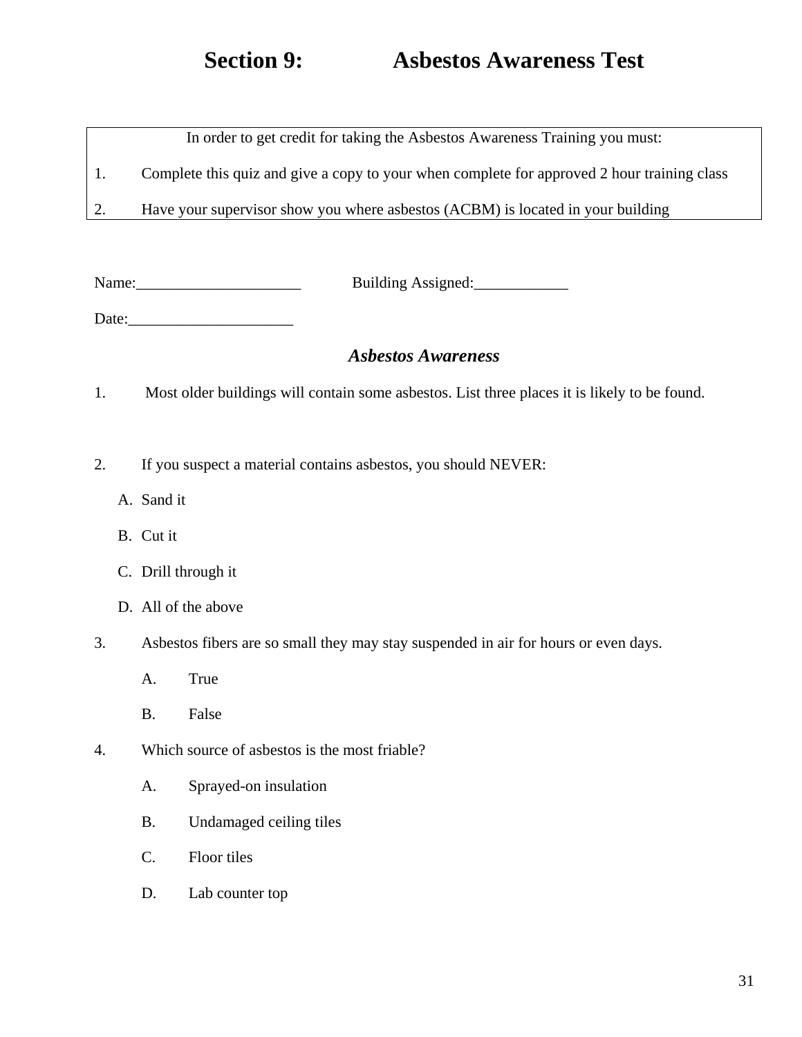# Section 9: Asbestos Awareness Test

In order to get credit for taking the Asbestos Awareness Training you must:

1. Complete this quiz and give a copy to your when complete for approved 2 hour training class
2. Have your supervisor show you where asbestos (ACBM) is located in your building

Name:_____________________ Building Assigned:____________

Date:_____________________

### *Asbestos Awareness*

1. Most older buildings will contain some asbestos. List three places it is likely to be found.

2. If you suspect a material contains asbestos, you should NEVER:

   A. Sand it

   B. Cut it

   C. Drill through it

   D. All of the above

3. Asbestos fibers are so small they may stay suspended in air for hours or even days.

   A. True

   B. False

4. Which source of asbestos is the most friable?

   A. Sprayed-on insulation

   B. Undamaged ceiling tiles

   C. Floor tiles

   D. Lab counter top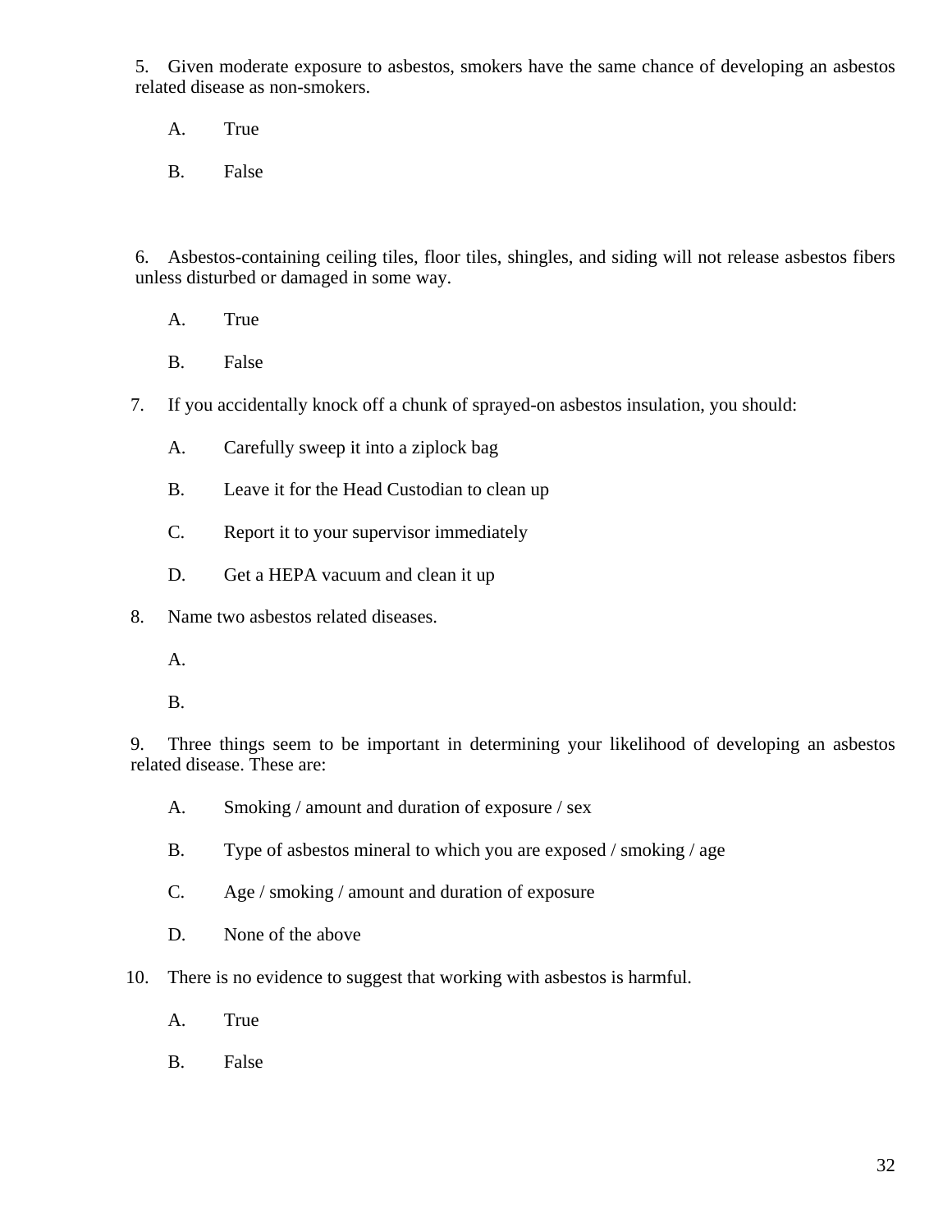5. Given moderate exposure to asbestos, smokers have the same chance of developing an asbestos related disease as non-smokers.

   A. True

   B. False

6. Asbestos-containing ceiling tiles, floor tiles, shingles, and siding will not release asbestos fibers unless disturbed or damaged in some way.

   A. True

   B. False

7. If you accidentally knock off a chunk of sprayed-on asbestos insulation, you should:

   A. Carefully sweep it into a ziplock bag

   B. Leave it for the Head Custodian to clean up

   C. Report it to your supervisor immediately

   D. Get a HEPA vacuum and clean it up

8. Name two asbestos related diseases.

   A.

   B.

9. Three things seem to be important in determining your likelihood of developing an asbestos related disease. These are:

   A. Smoking / amount and duration of exposure / sex

   B. Type of asbestos mineral to which you are exposed / smoking / age

   C. Age / smoking / amount and duration of exposure

   D. None of the above

10. There is no evidence to suggest that working with asbestos is harmful.

    A. True

    B. False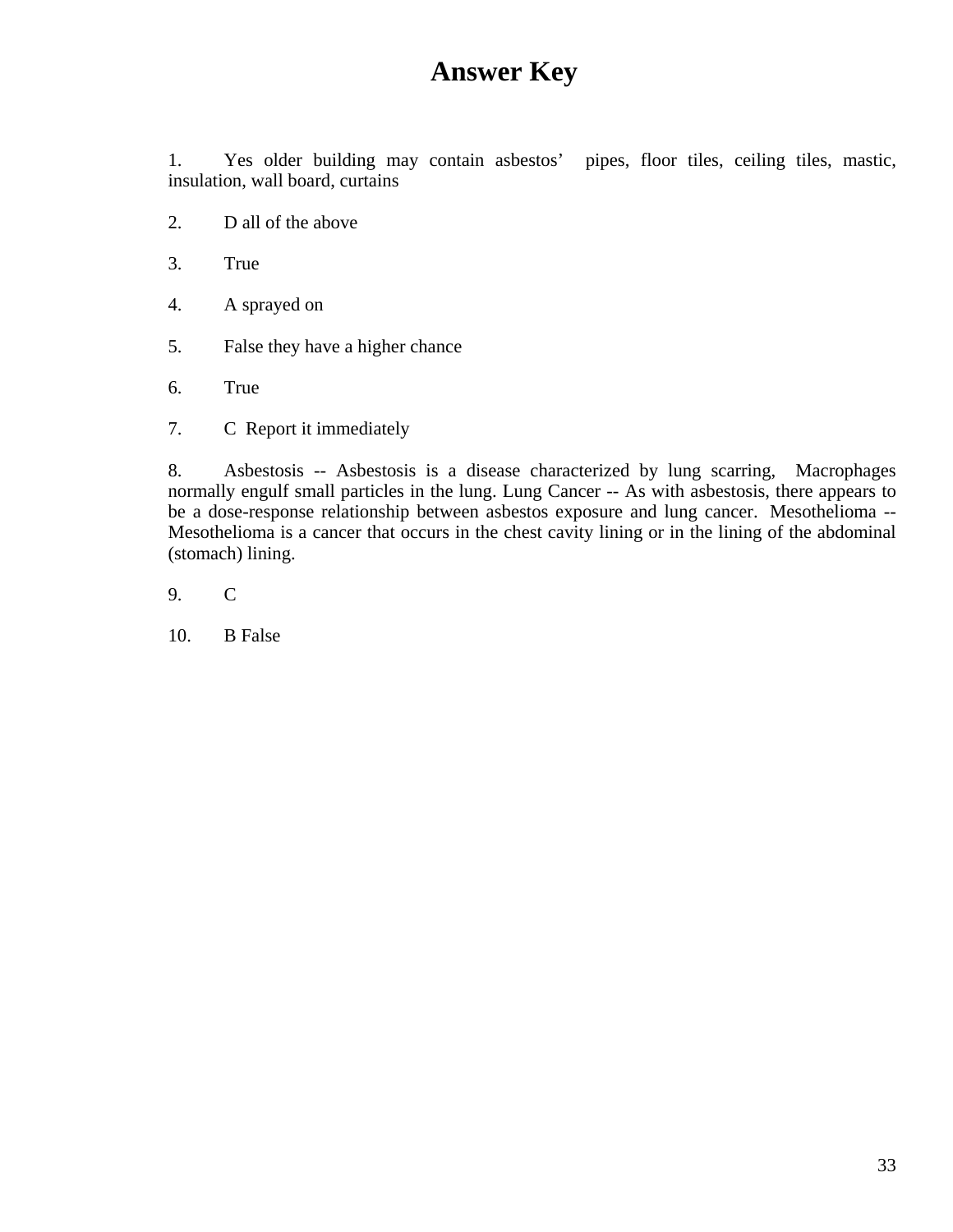# Answer Key

1. Yes older building may contain asbestos' pipes, floor tiles, ceiling tiles, mastic, insulation, wall board, curtains

2. D all of the above

3. True

4. A sprayed on

5. False they have a higher chance

6. True

7. C Report it immediately

8. Asbestosis -- Asbestosis is a disease characterized by lung scarring, Macrophages normally engulf small particles in the lung. Lung Cancer -- As with asbestosis, there appears to be a dose-response relationship between asbestos exposure and lung cancer. Mesothelioma -- Mesothelioma is a cancer that occurs in the chest cavity lining or in the lining of the abdominal (stomach) lining.

9. C

10. B False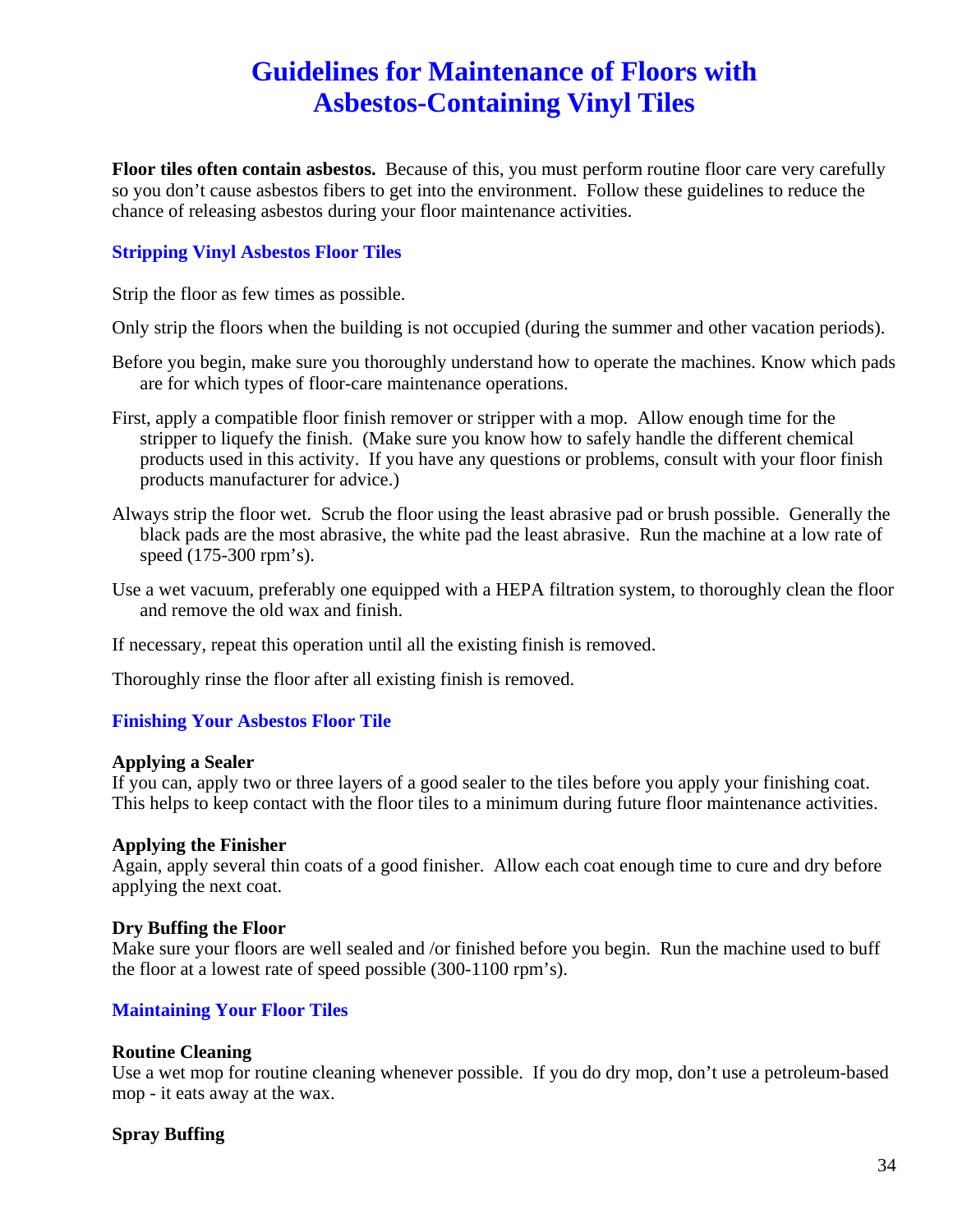# Guidelines for Maintenance of Floors with Asbestos-Containing Vinyl Tiles

**Floor tiles often contain asbestos.** Because of this, you must perform routine floor care very carefully so you don't cause asbestos fibers to get into the environment. Follow these guidelines to reduce the chance of releasing asbestos during your floor maintenance activities.

## Stripping Vinyl Asbestos Floor Tiles

Strip the floor as few times as possible.

Only strip the floors when the building is not occupied (during the summer and other vacation periods).

Before you begin, make sure you thoroughly understand how to operate the machines. Know which pads are for which types of floor-care maintenance operations.

First, apply a compatible floor finish remover or stripper with a mop. Allow enough time for the stripper to liquefy the finish. (Make sure you know how to safely handle the different chemical products used in this activity. If you have any questions or problems, consult with your floor finish products manufacturer for advice.)

Always strip the floor wet. Scrub the floor using the least abrasive pad or brush possible. Generally the black pads are the most abrasive, the white pad the least abrasive. Run the machine at a low rate of speed (175-300 rpm's).

Use a wet vacuum, preferably one equipped with a HEPA filtration system, to thoroughly clean the floor and remove the old wax and finish.

If necessary, repeat this operation until all the existing finish is removed.

Thoroughly rinse the floor after all existing finish is removed.

## Finishing Your Asbestos Floor Tile

### Applying a Sealer

If you can, apply two or three layers of a good sealer to the tiles before you apply your finishing coat. This helps to keep contact with the floor tiles to a minimum during future floor maintenance activities.

### Applying the Finisher

Again, apply several thin coats of a good finisher. Allow each coat enough time to cure and dry before applying the next coat.

### Dry Buffing the Floor

Make sure your floors are well sealed and /or finished before you begin. Run the machine used to buff the floor at a lowest rate of speed possible (300-1100 rpm's).

## Maintaining Your Floor Tiles

### Routine Cleaning

Use a wet mop for routine cleaning whenever possible. If you do dry mop, don't use a petroleum-based mop - it eats away at the wax.

### Spray Buffing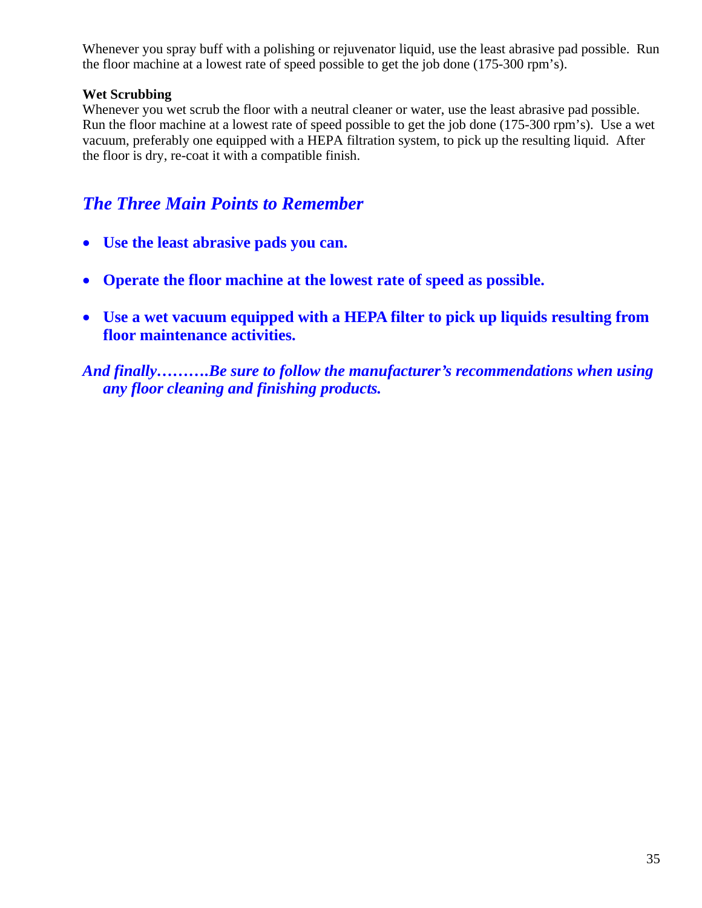Whenever you spray buff with a polishing or rejuvenator liquid, use the least abrasive pad possible. Run the floor machine at a lowest rate of speed possible to get the job done (175-300 rpm's).

**Wet Scrubbing**
Whenever you wet scrub the floor with a neutral cleaner or water, use the least abrasive pad possible. Run the floor machine at a lowest rate of speed possible to get the job done (175-300 rpm's). Use a wet vacuum, preferably one equipped with a HEPA filtration system, to pick up the resulting liquid. After the floor is dry, re-coat it with a compatible finish.

## *The Three Main Points to Remember*

- **Use the least abrasive pads you can.**
- **Operate the floor machine at the lowest rate of speed as possible.**
- **Use a wet vacuum equipped with a HEPA filter to pick up liquids resulting from floor maintenance activities.**

***And finally……….Be sure to follow the manufacturer's recommendations when using any floor cleaning and finishing products.***